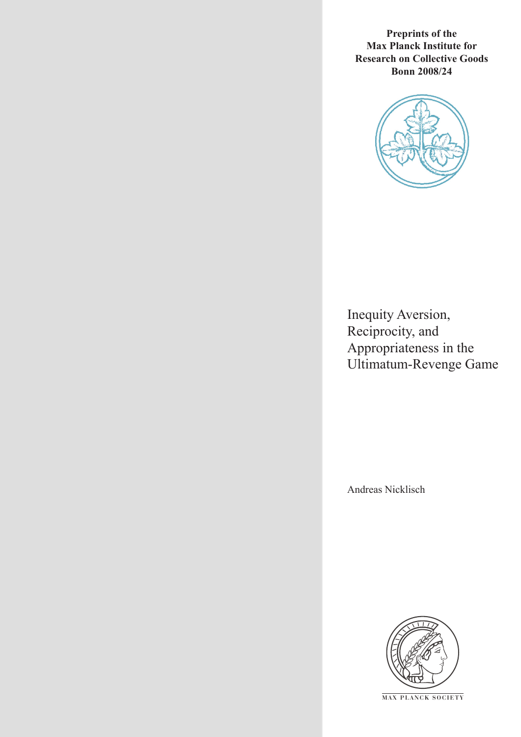**Preprints of the Max Planck Institute for Research on Collective Goods Bonn 2008/24**

# Inequity Aversion, Reciprocity, and Appropriateness in the Ultimatum-Revenge Game

Andreas Nicklisch

MAX PLANCK SOCIETY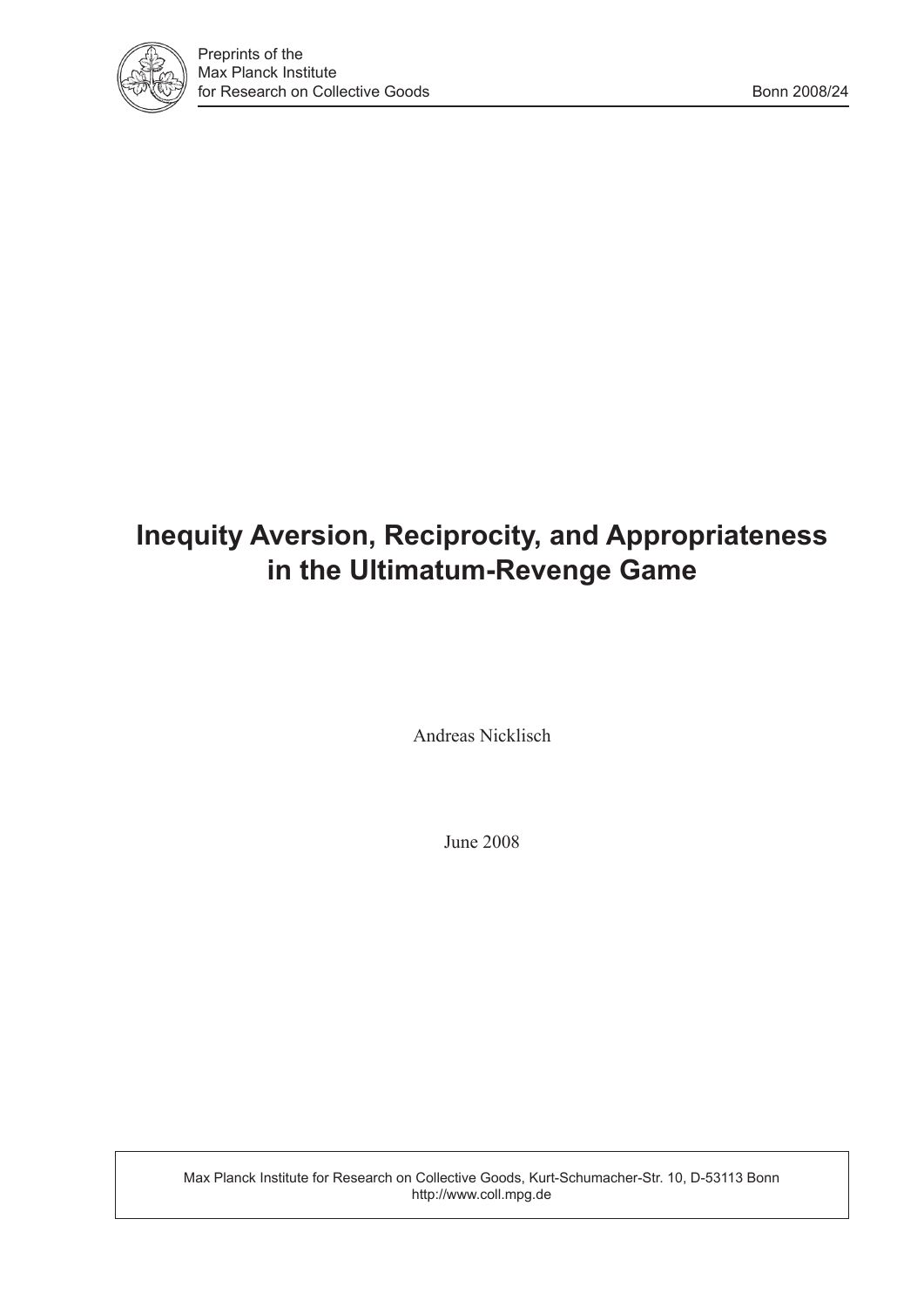Preprints of the
Max Planck Institute
for Research on Collective Goods

Bonn 2008/24

# Inequity Aversion, Reciprocity, and Appropriateness in the Ultimatum-Revenge Game

Andreas Nicklisch

June 2008

Max Planck Institute for Research on Collective Goods, Kurt-Schumacher-Str. 10, D-53113 Bonn
http://www.coll.mpg.de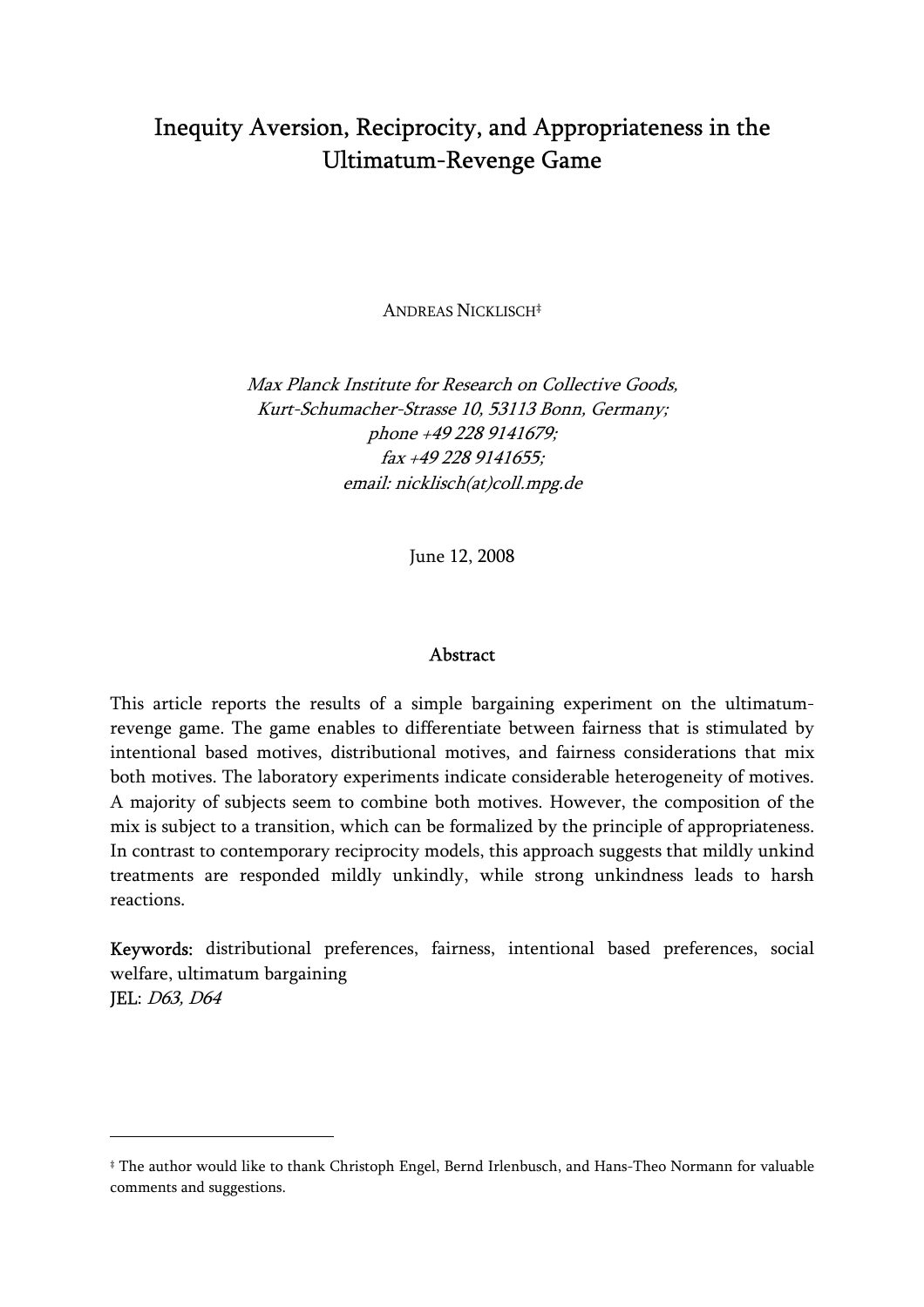# Inequity Aversion, Reciprocity, and Appropriateness in the Ultimatum-Revenge Game

ANDREAS NICKLISCH[‡]

*Max Planck Institute for Research on Collective Goods,*
*Kurt-Schumacher-Strasse 10, 53113 Bonn, Germany;*
*phone +49 228 9141679;*
*fax +49 228 9141655;*
*email: nicklisch(at)coll.mpg.de*

June 12, 2008

## Abstract

This article reports the results of a simple bargaining experiment on the ultimatum-revenge game. The game enables to differentiate between fairness that is stimulated by intentional based motives, distributional motives, and fairness considerations that mix both motives. The laboratory experiments indicate considerable heterogeneity of motives. A majority of subjects seem to combine both motives. However, the composition of the mix is subject to a transition, which can be formalized by the principle of appropriateness. In contrast to contemporary reciprocity models, this approach suggests that mildly unkind treatments are responded mildly unkindly, while strong unkindness leads to harsh reactions.

**Keywords:** distributional preferences, fairness, intentional based preferences, social welfare, ultimatum bargaining

**JEL:** *D63, D64*

---

[‡] The author would like to thank Christoph Engel, Bernd Irlenbusch, and Hans-Theo Normann for valuable comments and suggestions.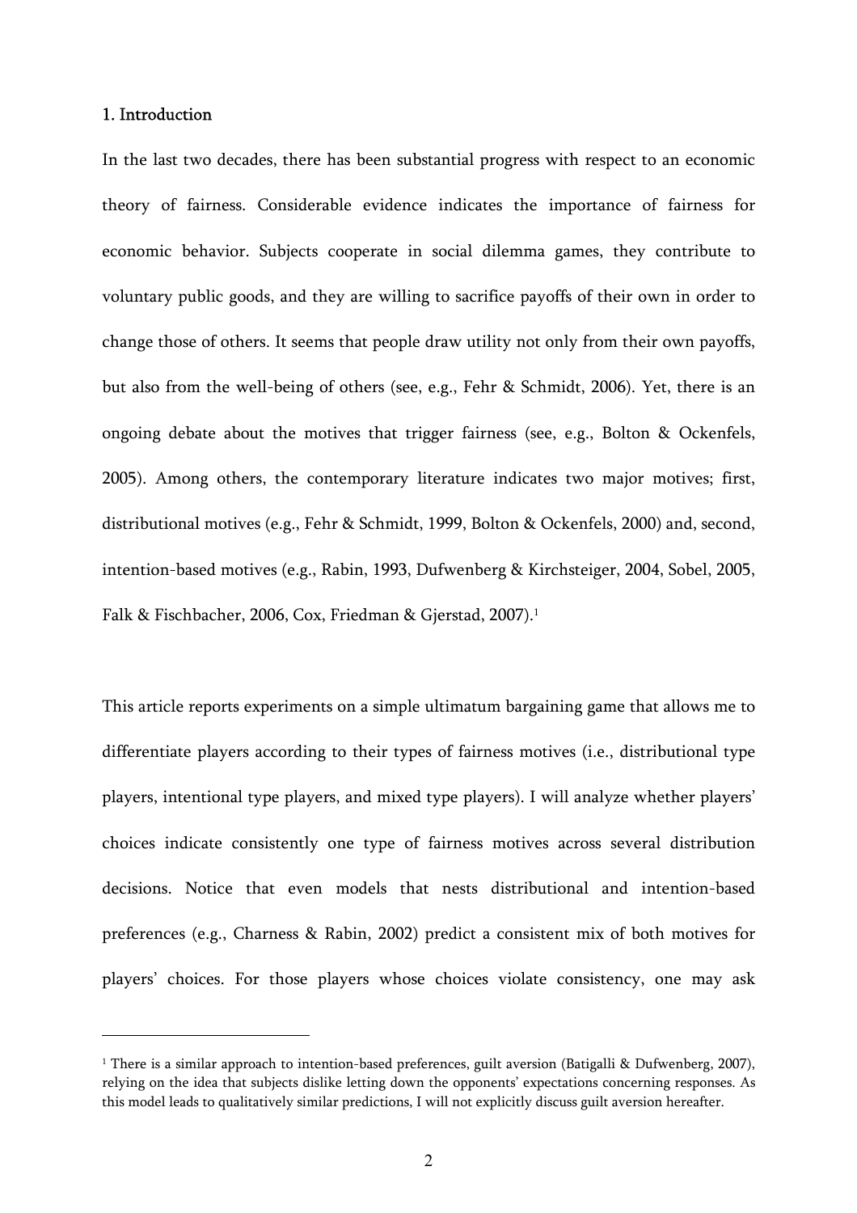## 1. Introduction

In the last two decades, there has been substantial progress with respect to an economic theory of fairness. Considerable evidence indicates the importance of fairness for economic behavior. Subjects cooperate in social dilemma games, they contribute to voluntary public goods, and they are willing to sacrifice payoffs of their own in order to change those of others. It seems that people draw utility not only from their own payoffs, but also from the well-being of others (see, e.g., Fehr & Schmidt, 2006). Yet, there is an ongoing debate about the motives that trigger fairness (see, e.g., Bolton & Ockenfels, 2005). Among others, the contemporary literature indicates two major motives; first, distributional motives (e.g., Fehr & Schmidt, 1999, Bolton & Ockenfels, 2000) and, second, intention-based motives (e.g., Rabin, 1993, Dufwenberg & Kirchsteiger, 2004, Sobel, 2005, Falk & Fischbacher, 2006, Cox, Friedman & Gjerstad, 2007).[1]

This article reports experiments on a simple ultimatum bargaining game that allows me to differentiate players according to their types of fairness motives (i.e., distributional type players, intentional type players, and mixed type players). I will analyze whether players' choices indicate consistently one type of fairness motives across several distribution decisions. Notice that even models that nests distributional and intention-based preferences (e.g., Charness & Rabin, 2002) predict a consistent mix of both motives for players' choices. For those players whose choices violate consistency, one may ask

[1] There is a similar approach to intention-based preferences, guilt aversion (Batigalli & Dufwenberg, 2007), relying on the idea that subjects dislike letting down the opponents' expectations concerning responses. As this model leads to qualitatively similar predictions, I will not explicitly discuss guilt aversion hereafter.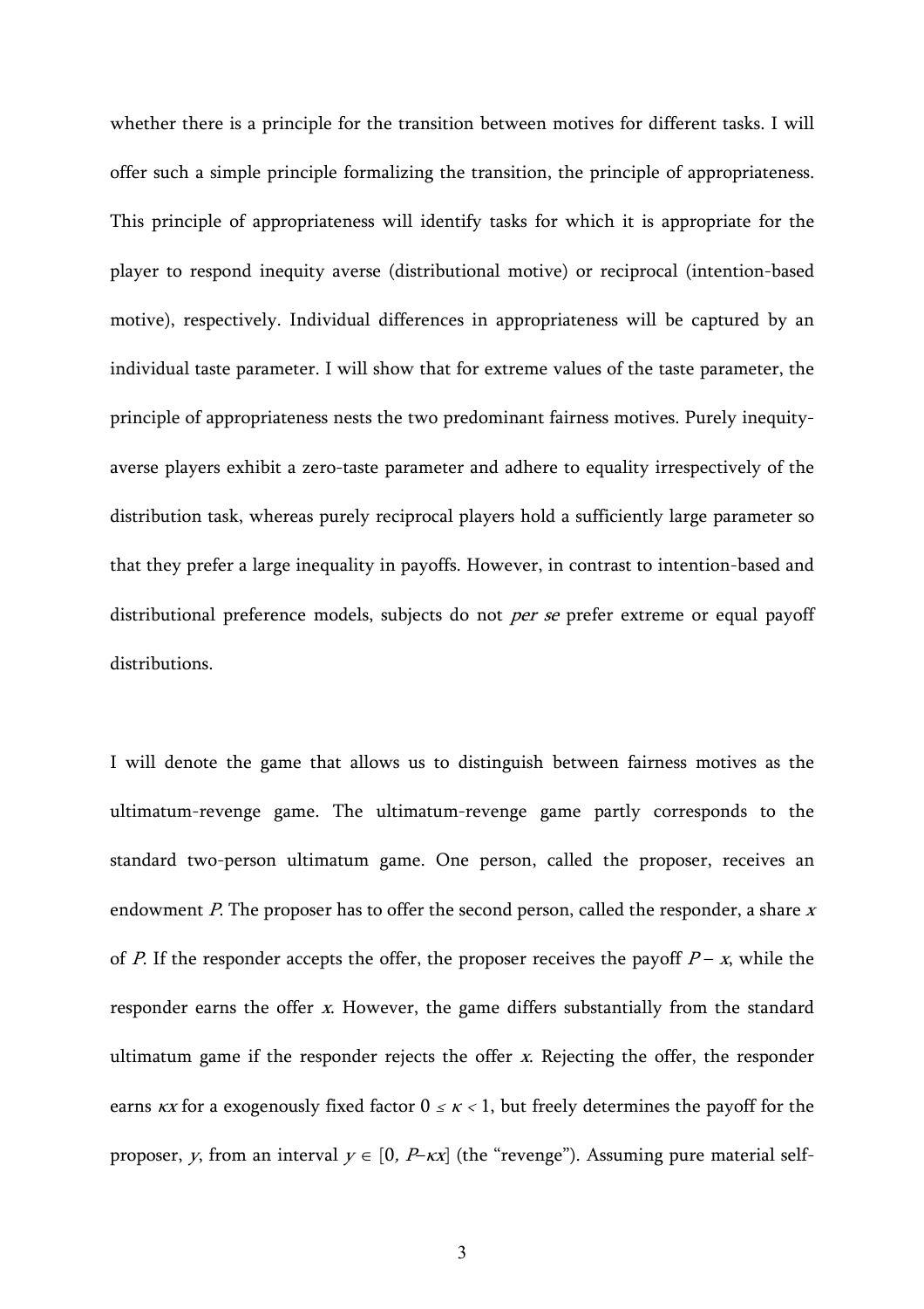whether there is a principle for the transition between motives for different tasks. I will offer such a simple principle formalizing the transition, the principle of appropriateness. This principle of appropriateness will identify tasks for which it is appropriate for the player to respond inequity averse (distributional motive) or reciprocal (intention-based motive), respectively. Individual differences in appropriateness will be captured by an individual taste parameter. I will show that for extreme values of the taste parameter, the principle of appropriateness nests the two predominant fairness motives. Purely inequity-averse players exhibit a zero-taste parameter and adhere to equality irrespectively of the distribution task, whereas purely reciprocal players hold a sufficiently large parameter so that they prefer a large inequality in payoffs. However, in contrast to intention-based and distributional preference models, subjects do not *per se* prefer extreme or equal payoff distributions.

I will denote the game that allows us to distinguish between fairness motives as the ultimatum-revenge game. The ultimatum-revenge game partly corresponds to the standard two-person ultimatum game. One person, called the proposer, receives an endowment $P$. The proposer has to offer the second person, called the responder, a share $x$ of $P$. If the responder accepts the offer, the proposer receives the payoff $P - x$, while the responder earns the offer $x$. However, the game differs substantially from the standard ultimatum game if the responder rejects the offer $x$. Rejecting the offer, the responder earns $\kappa x$ for a exogenously fixed factor $0 \leq \kappa < 1$, but freely determines the payoff for the proposer, $y$, from an interval $y \in [0, P - \kappa x]$ (the "revenge"). Assuming pure material self-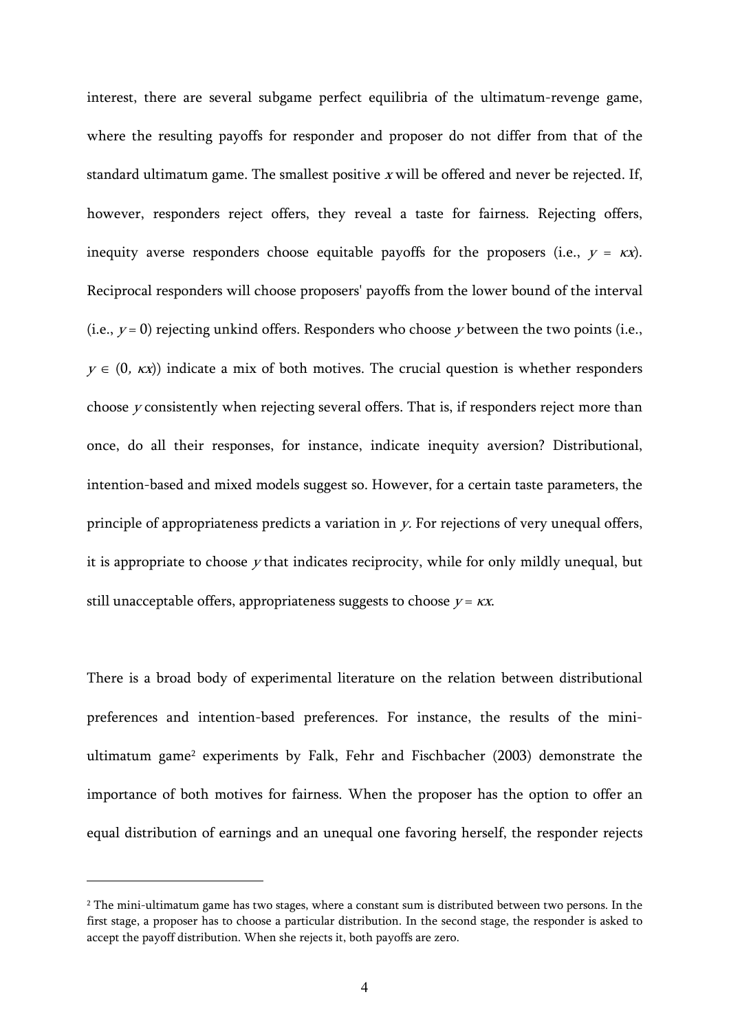interest, there are several subgame perfect equilibria of the ultimatum-revenge game, where the resulting payoffs for responder and proposer do not differ from that of the standard ultimatum game. The smallest positive $x$ will be offered and never be rejected. If, however, responders reject offers, they reveal a taste for fairness. Rejecting offers, inequity averse responders choose equitable payoffs for the proposers (i.e., $y = \kappa x$). Reciprocal responders will choose proposers' payoffs from the lower bound of the interval (i.e., $y = 0$) rejecting unkind offers. Responders who choose $y$ between the two points (i.e., $y \in (0, \kappa x)$) indicate a mix of both motives. The crucial question is whether responders choose $y$ consistently when rejecting several offers. That is, if responders reject more than once, do all their responses, for instance, indicate inequity aversion? Distributional, intention-based and mixed models suggest so. However, for a certain taste parameters, the principle of appropriateness predicts a variation in $y$. For rejections of very unequal offers, it is appropriate to choose $y$ that indicates reciprocity, while for only mildly unequal, but still unacceptable offers, appropriateness suggests to choose $y = \kappa x$.

There is a broad body of experimental literature on the relation between distributional preferences and intention-based preferences. For instance, the results of the mini-ultimatum game[2] experiments by Falk, Fehr and Fischbacher (2003) demonstrate the importance of both motives for fairness. When the proposer has the option to offer an equal distribution of earnings and an unequal one favoring herself, the responder rejects

[2] The mini-ultimatum game has two stages, where a constant sum is distributed between two persons. In the first stage, a proposer has to choose a particular distribution. In the second stage, the responder is asked to accept the payoff distribution. When she rejects it, both payoffs are zero.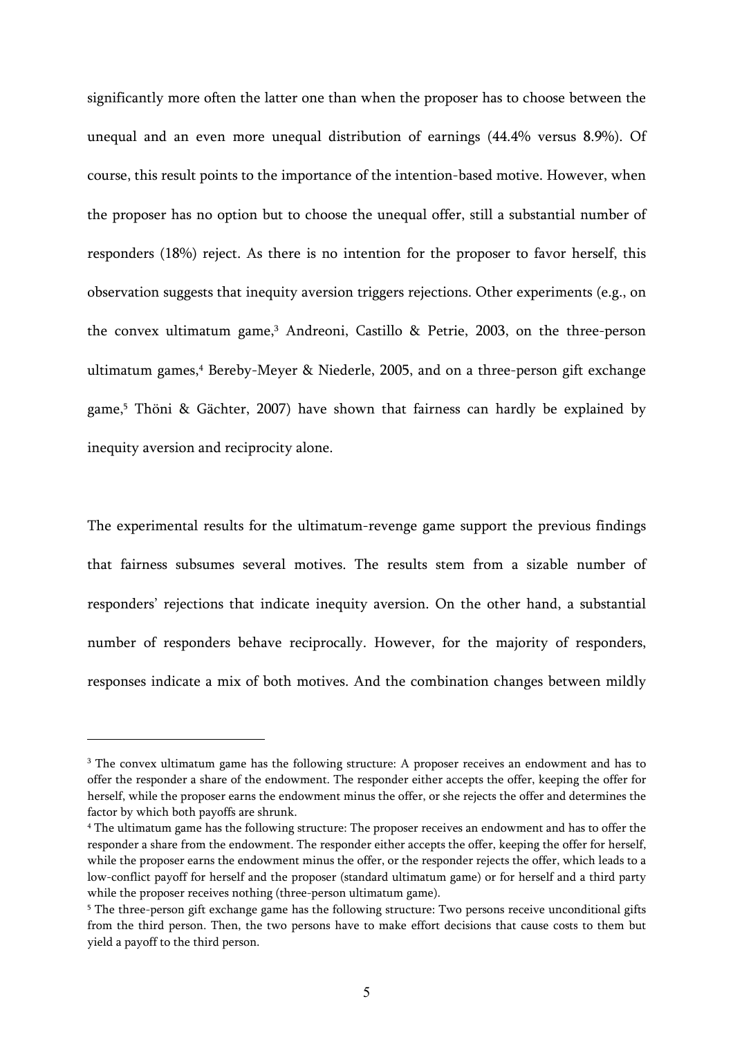significantly more often the latter one than when the proposer has to choose between the unequal and an even more unequal distribution of earnings (44.4% versus 8.9%). Of course, this result points to the importance of the intention-based motive. However, when the proposer has no option but to choose the unequal offer, still a substantial number of responders (18%) reject. As there is no intention for the proposer to favor herself, this observation suggests that inequity aversion triggers rejections. Other experiments (e.g., on the convex ultimatum game,[3] Andreoni, Castillo & Petrie, 2003, on the three-person ultimatum games,[4] Bereby-Meyer & Niederle, 2005, and on a three-person gift exchange game,[5] Thöni & Gächter, 2007) have shown that fairness can hardly be explained by inequity aversion and reciprocity alone.

The experimental results for the ultimatum-revenge game support the previous findings that fairness subsumes several motives. The results stem from a sizable number of responders' rejections that indicate inequity aversion. On the other hand, a substantial number of responders behave reciprocally. However, for the majority of responders, responses indicate a mix of both motives. And the combination changes between mildly

---

[3] The convex ultimatum game has the following structure: A proposer receives an endowment and has to offer the responder a share of the endowment. The responder either accepts the offer, keeping the offer for herself, while the proposer earns the endowment minus the offer, or she rejects the offer and determines the factor by which both payoffs are shrunk.

[4] The ultimatum game has the following structure: The proposer receives an endowment and has to offer the responder a share from the endowment. The responder either accepts the offer, keeping the offer for herself, while the proposer earns the endowment minus the offer, or the responder rejects the offer, which leads to a low-conflict payoff for herself and the proposer (standard ultimatum game) or for herself and a third party while the proposer receives nothing (three-person ultimatum game).

[5] The three-person gift exchange game has the following structure: Two persons receive unconditional gifts from the third person. Then, the two persons have to make effort decisions that cause costs to them but yield a payoff to the third person.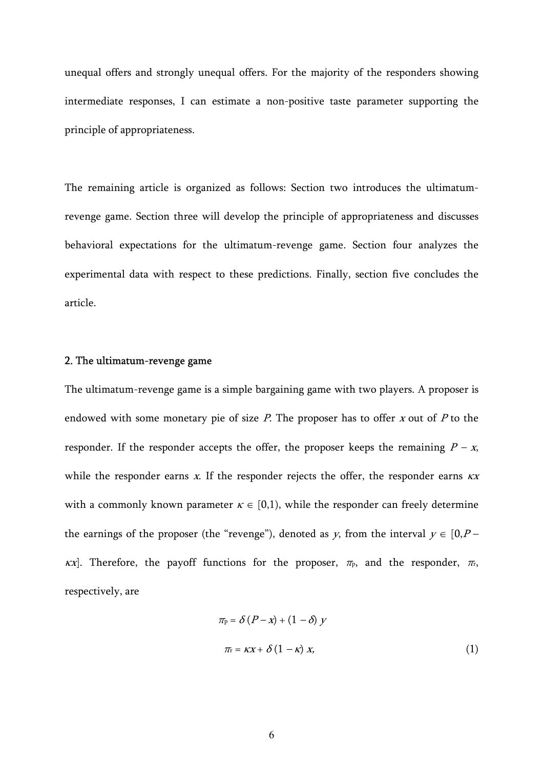unequal offers and strongly unequal offers. For the majority of the responders showing intermediate responses, I can estimate a non-positive taste parameter supporting the principle of appropriateness.

The remaining article is organized as follows: Section two introduces the ultimatum-revenge game. Section three will develop the principle of appropriateness and discusses behavioral expectations for the ultimatum-revenge game. Section four analyzes the experimental data with respect to these predictions. Finally, section five concludes the article.

## 2. The ultimatum-revenge game

The ultimatum-revenge game is a simple bargaining game with two players. A proposer is endowed with some monetary pie of size $P$. The proposer has to offer $x$ out of $P$ to the responder. If the responder accepts the offer, the proposer keeps the remaining $P - x$, while the responder earns $x$. If the responder rejects the offer, the responder earns $\kappa x$ with a commonly known parameter $\kappa \in [0,1)$, while the responder can freely determine the earnings of the proposer (the "revenge"), denoted as $y$, from the interval $y \in [0, P - \kappa x]$. Therefore, the payoff functions for the proposer, $\pi_p$, and the responder, $\pi_r$, respectively, are

$$\pi_p = \delta\,(P - x) + (1 - \delta)\,y$$

$$\pi_r = \kappa x + \delta\,(1 - \kappa)\,x, \tag{1}$$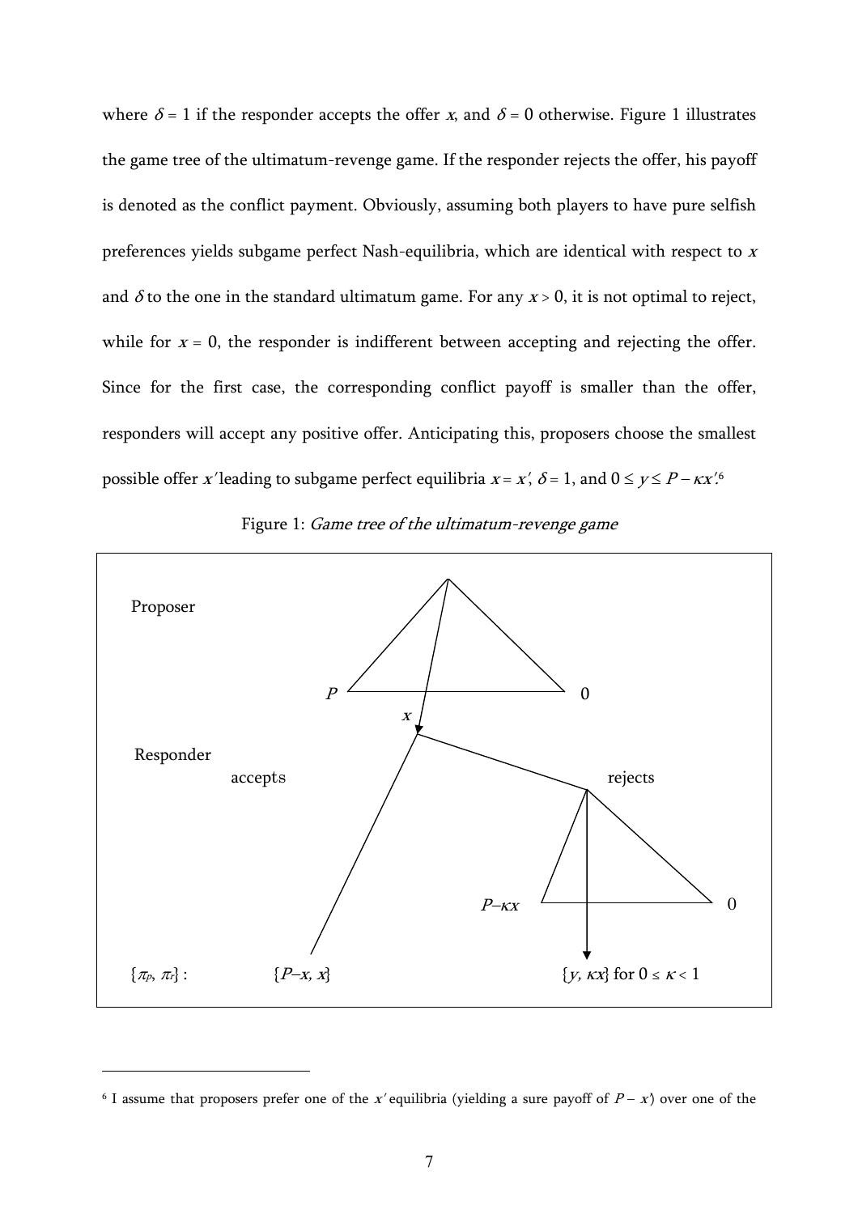where $\delta = 1$ if the responder accepts the offer $x$, and $\delta = 0$ otherwise. Figure 1 illustrates the game tree of the ultimatum-revenge game. If the responder rejects the offer, his payoff is denoted as the conflict payment. Obviously, assuming both players to have pure selfish preferences yields subgame perfect Nash-equilibria, which are identical with respect to $x$ and $\delta$ to the one in the standard ultimatum game. For any $x > 0$, it is not optimal to reject, while for $x = 0$, the responder is indifferent between accepting and rejecting the offer. Since for the first case, the corresponding conflict payoff is smaller than the offer, responders will accept any positive offer. Anticipating this, proposers choose the smallest possible offer $x'$ leading to subgame perfect equilibria $x = x'$, $\delta = 1$, and $0 \leq y \leq P - \kappa x'$.[6]

Figure 1: *Game tree of the ultimatum-revenge game*

Proposer

$P$ — $x$ — $0$

Responder: accepts / rejects

$P-\kappa x$ — $0$

$\{\pi_P, \pi_r\}$ : $\{P-x, x\}$ $\{y, \kappa x\}$ for $0 \leq \kappa < 1$

[6] I assume that proposers prefer one of the $x'$ equilibria (yielding a sure payoff of $P - x'$) over one of the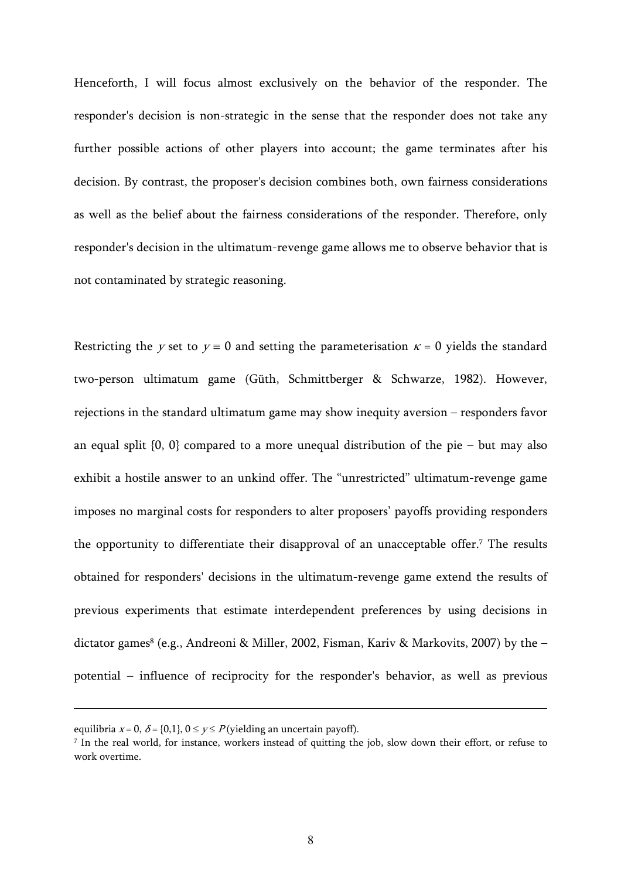Henceforth, I will focus almost exclusively on the behavior of the responder. The responder's decision is non-strategic in the sense that the responder does not take any further possible actions of other players into account; the game terminates after his decision. By contrast, the proposer's decision combines both, own fairness considerations as well as the belief about the fairness considerations of the responder. Therefore, only responder's decision in the ultimatum-revenge game allows me to observe behavior that is not contaminated by strategic reasoning.

Restricting the $y$ set to $y \equiv 0$ and setting the parameterisation $\kappa = 0$ yields the standard two-person ultimatum game (Güth, Schmittberger & Schwarze, 1982). However, rejections in the standard ultimatum game may show inequity aversion – responders favor an equal split {0, 0} compared to a more unequal distribution of the pie – but may also exhibit a hostile answer to an unkind offer. The "unrestricted" ultimatum-revenge game imposes no marginal costs for responders to alter proposers' payoffs providing responders the opportunity to differentiate their disapproval of an unacceptable offer.[7] The results obtained for responders' decisions in the ultimatum-revenge game extend the results of previous experiments that estimate interdependent preferences by using decisions in dictator games[8] (e.g., Andreoni & Miller, 2002, Fisman, Kariv & Markovits, 2007) by the – potential – influence of reciprocity for the responder's behavior, as well as previous

---

equilibria $x = 0$, $\delta = \{0,1\}$, $0 \leq y \leq P$ (yielding an uncertain payoff).

[7] In the real world, for instance, workers instead of quitting the job, slow down their effort, or refuse to work overtime.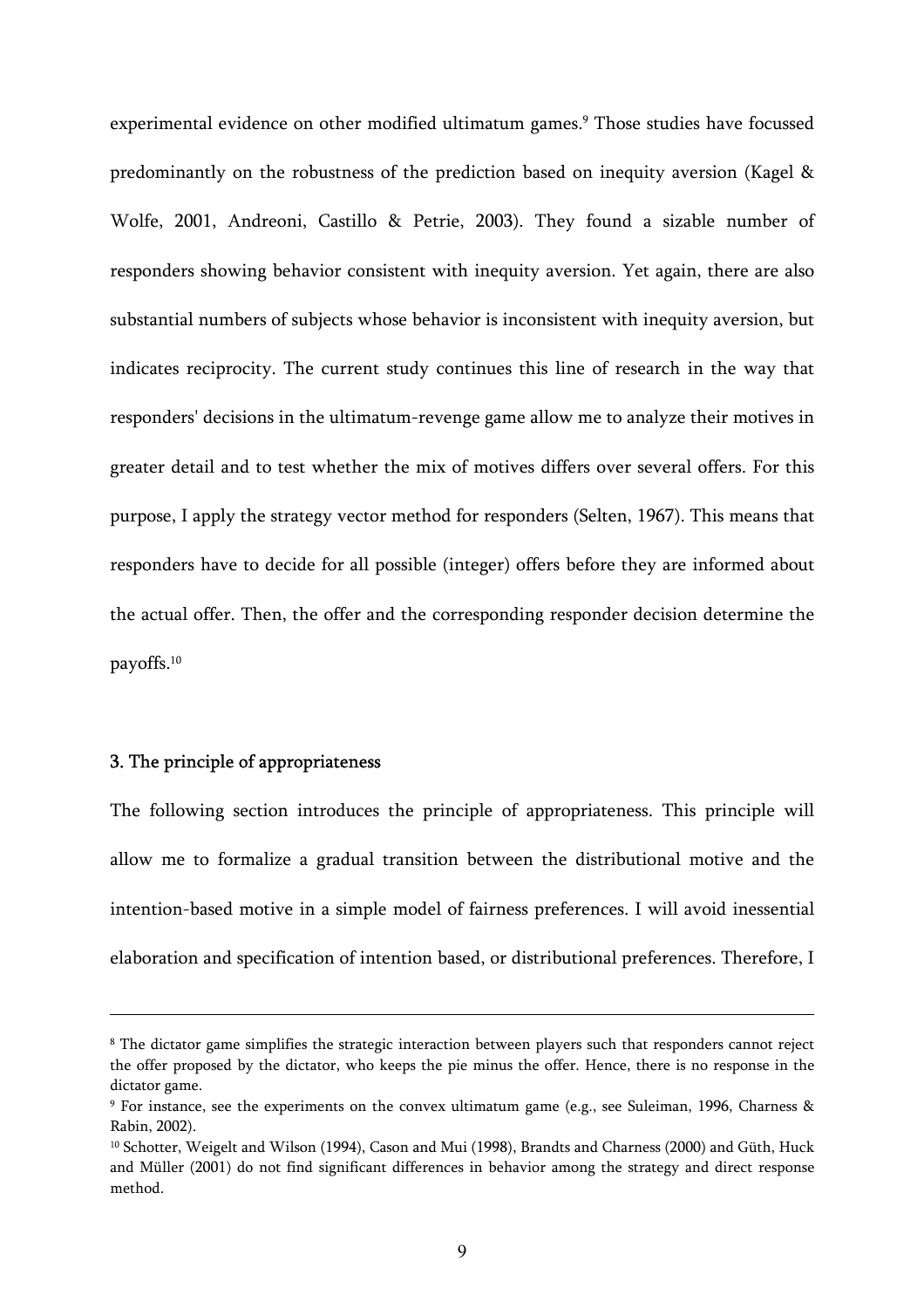experimental evidence on other modified ultimatum games.[9] Those studies have focussed predominantly on the robustness of the prediction based on inequity aversion (Kagel & Wolfe, 2001, Andreoni, Castillo & Petrie, 2003). They found a sizable number of responders showing behavior consistent with inequity aversion. Yet again, there are also substantial numbers of subjects whose behavior is inconsistent with inequity aversion, but indicates reciprocity. The current study continues this line of research in the way that responders' decisions in the ultimatum-revenge game allow me to analyze their motives in greater detail and to test whether the mix of motives differs over several offers. For this purpose, I apply the strategy vector method for responders (Selten, 1967). This means that responders have to decide for all possible (integer) offers before they are informed about the actual offer. Then, the offer and the corresponding responder decision determine the payoffs.[10]

### 3. The principle of appropriateness

The following section introduces the principle of appropriateness. This principle will allow me to formalize a gradual transition between the distributional motive and the intention-based motive in a simple model of fairness preferences. I will avoid inessential elaboration and specification of intention based, or distributional preferences. Therefore, I

---

[8] The dictator game simplifies the strategic interaction between players such that responders cannot reject the offer proposed by the dictator, who keeps the pie minus the offer. Hence, there is no response in the dictator game.

[9] For instance, see the experiments on the convex ultimatum game (e.g., see Suleiman, 1996, Charness & Rabin, 2002).

[10] Schotter, Weigelt and Wilson (1994), Cason and Mui (1998), Brandts and Charness (2000) and Güth, Huck and Müller (2001) do not find significant differences in behavior among the strategy and direct response method.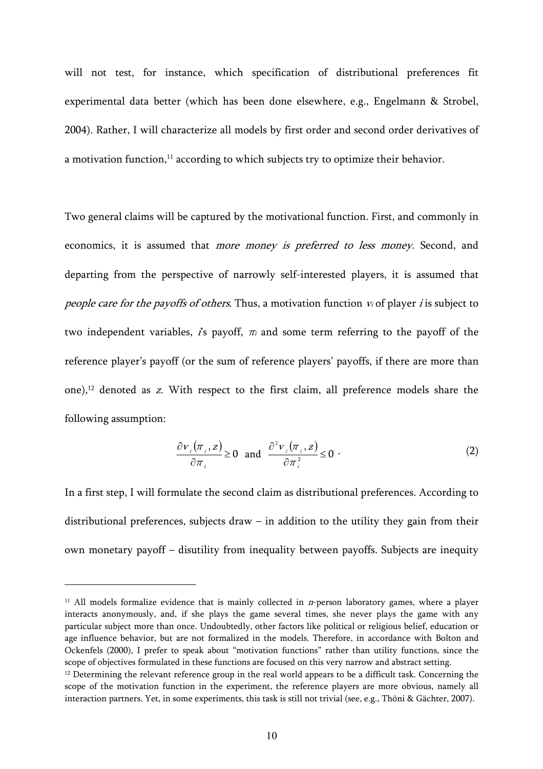will not test, for instance, which specification of distributional preferences fit experimental data better (which has been done elsewhere, e.g., Engelmann & Strobel, 2004). Rather, I will characterize all models by first order and second order derivatives of a motivation function,[11] according to which subjects try to optimize their behavior.

Two general claims will be captured by the motivational function. First, and commonly in economics, it is assumed that *more money is preferred to less money*. Second, and departing from the perspective of narrowly self-interested players, it is assumed that *people care for the payoffs of others*. Thus, a motivation function $v_i$ of player $i$ is subject to two independent variables, $i$'s payoff, $\pi_i$ and some term referring to the payoff of the reference player's payoff (or the sum of reference players' payoffs, if there are more than one),[12] denoted as $z$. With respect to the first claim, all preference models share the following assumption:

$$\frac{\partial v_i(\pi_i, z)}{\partial \pi_i} \geq 0 \text{ and } \frac{\partial^2 v_i(\pi_i, z)}{\partial \pi_i^2} \leq 0 \cdot \tag{2}$$

In a first step, I will formulate the second claim as distributional preferences. According to distributional preferences, subjects draw – in addition to the utility they gain from their own monetary payoff – disutility from inequality between payoffs. Subjects are inequity

[11] All models formalize evidence that is mainly collected in $n$-person laboratory games, where a player interacts anonymously, and, if she plays the game several times, she never plays the game with any particular subject more than once. Undoubtedly, other factors like political or religious belief, education or age influence behavior, but are not formalized in the models. Therefore, in accordance with Bolton and Ockenfels (2000), I prefer to speak about "motivation functions" rather than utility functions, since the scope of objectives formulated in these functions are focused on this very narrow and abstract setting.

[12] Determining the relevant reference group in the real world appears to be a difficult task. Concerning the scope of the motivation function in the experiment, the reference players are more obvious, namely all interaction partners. Yet, in some experiments, this task is still not trivial (see, e.g., Thöni & Gächter, 2007).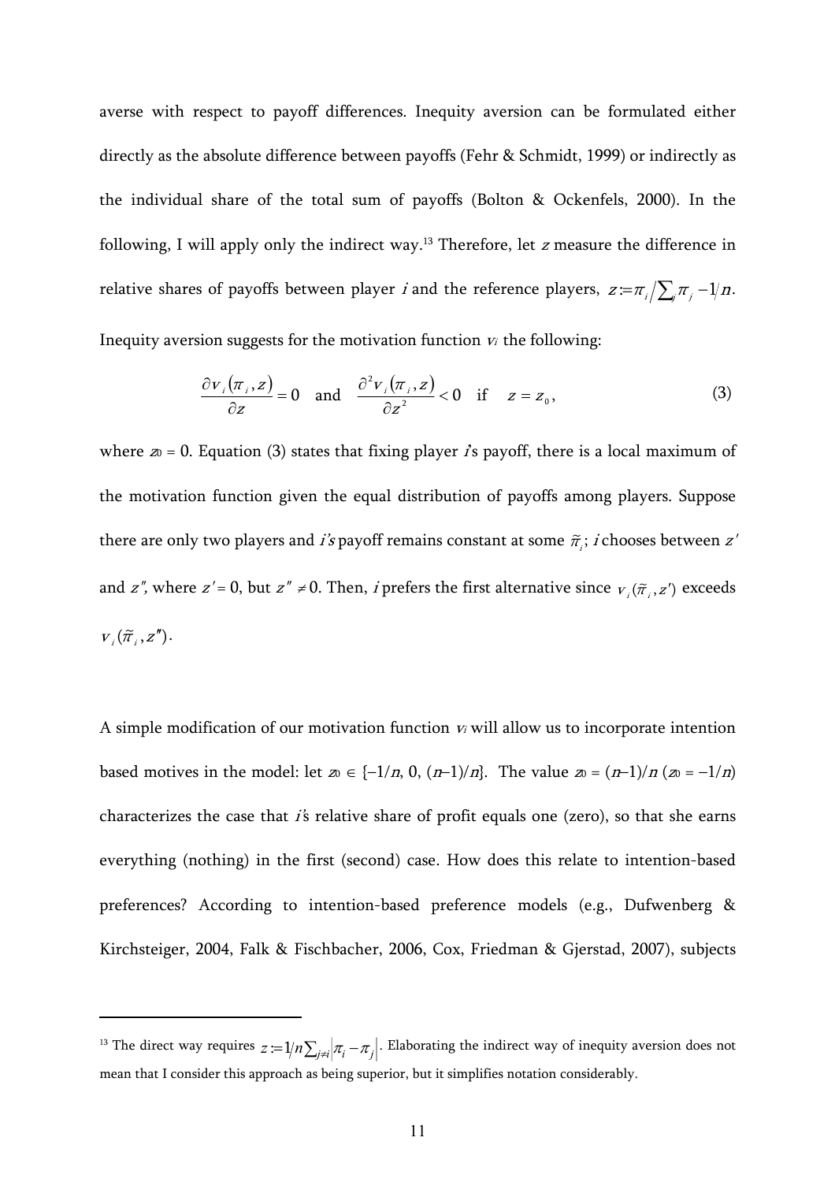averse with respect to payoff differences. Inequity aversion can be formulated either directly as the absolute difference between payoffs (Fehr & Schmidt, 1999) or indirectly as the individual share of the total sum of payoffs (Bolton & Ockenfels, 2000). In the following, I will apply only the indirect way.[13] Therefore, let $z$ measure the difference in relative shares of payoffs between player $i$ and the reference players, $z := \pi_i / \sum_j \pi_j - 1/n$. Inequity aversion suggests for the motivation function $v_i$ the following:

$$\frac{\partial v_i(\pi_i, z)}{\partial z} = 0 \quad \text{and} \quad \frac{\partial^2 v_i(\pi_i, z)}{\partial z^2} < 0 \quad \text{if} \quad z = z_0, \tag{3}$$

where $z_0 = 0$. Equation (3) states that fixing player *i*'s payoff, there is a local maximum of the motivation function given the equal distribution of payoffs among players. Suppose there are only two players and *i's* payoff remains constant at some $\tilde{\pi}_i$; *i* chooses between $z'$ and $z''$, where $z' = 0$, but $z'' \neq 0$. Then, *i* prefers the first alternative since $v_i(\tilde{\pi}_i, z')$ exceeds $v_i(\tilde{\pi}_i, z'')$.

A simple modification of our motivation function $v_i$ will allow us to incorporate intention based motives in the model: let $z_0 \in \{-1/n, 0, (n-1)/n\}$. The value $z_0 = (n-1)/n$ ($z_0 = -1/n$) characterizes the case that *i*'s relative share of profit equals one (zero), so that she earns everything (nothing) in the first (second) case. How does this relate to intention-based preferences? According to intention-based preference models (e.g., Dufwenberg & Kirchsteiger, 2004, Falk & Fischbacher, 2006, Cox, Friedman & Gjerstad, 2007), subjects

[13] The direct way requires $z := 1/n \sum_{j \neq i} |\pi_i - \pi_j|$. Elaborating the indirect way of inequity aversion does not mean that I consider this approach as being superior, but it simplifies notation considerably.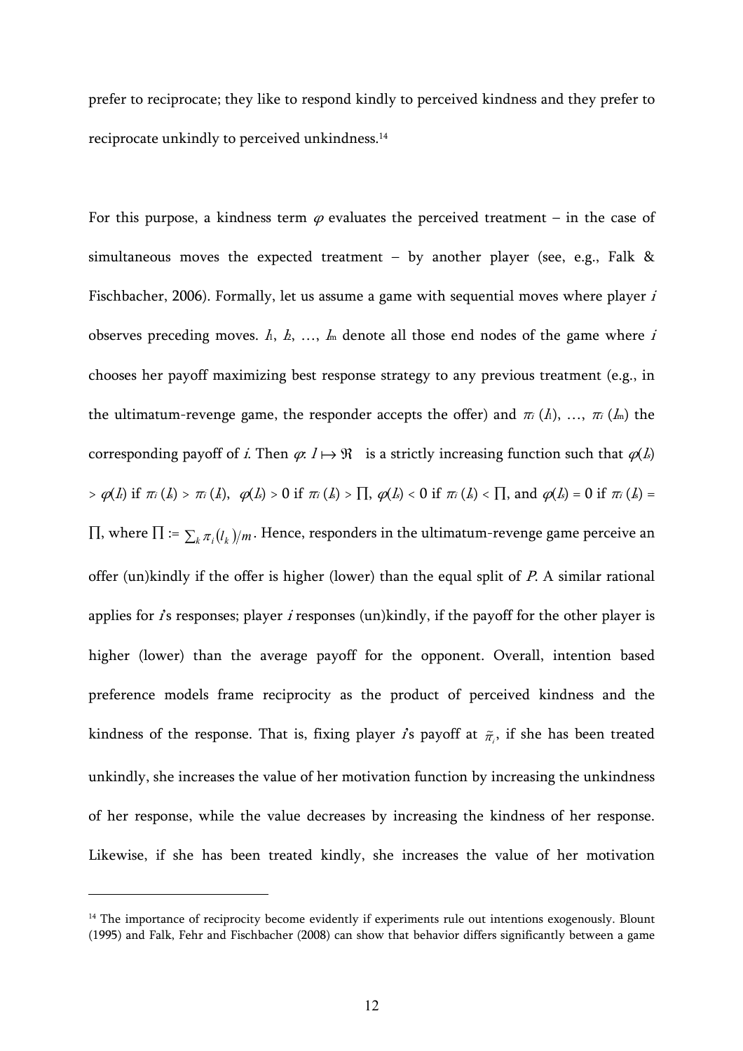prefer to reciprocate; they like to respond kindly to perceived kindness and they prefer to reciprocate unkindly to perceived unkindness.[14]

For this purpose, a kindness term $\varphi$ evaluates the perceived treatment – in the case of simultaneous moves the expected treatment – by another player (see, e.g., Falk & Fischbacher, 2006). Formally, let us assume a game with sequential moves where player $i$ observes preceding moves. $l_1, l_2, \ldots, l_m$ denote all those end nodes of the game where $i$ chooses her payoff maximizing best response strategy to any previous treatment (e.g., in the ultimatum-revenge game, the responder accepts the offer) and $\pi_i(l_1), \ldots, \pi_i(l_m)$ the corresponding payoff of $i$. Then $\varphi: l \mapsto \Re$ is a strictly increasing function such that $\varphi(l_s) > \varphi(l_t)$ if $\pi_i(l_s) > \pi_i(l_t)$, $\varphi(l_s) > 0$ if $\pi_i(l_s) > \prod$, $\varphi(l_s) < 0$ if $\pi_i(l_s) < \prod$, and $\varphi(l_s) = 0$ if $\pi_i(l_s) = \prod$, where $\prod := \sum_k \pi_i(l_k)/m$. Hence, responders in the ultimatum-revenge game perceive an offer (un)kindly if the offer is higher (lower) than the equal split of $P$. A similar rational applies for $i$'s responses; player $i$ responses (un)kindly, if the payoff for the other player is higher (lower) than the average payoff for the opponent. Overall, intention based preference models frame reciprocity as the product of perceived kindness and the kindness of the response. That is, fixing player $i$'s payoff at $\tilde{\pi}_i$, if she has been treated unkindly, she increases the value of her motivation function by increasing the unkindness of her response, while the value decreases by increasing the kindness of her response. Likewise, if she has been treated kindly, she increases the value of her motivation

[14] The importance of reciprocity become evidently if experiments rule out intentions exogenously. Blount (1995) and Falk, Fehr and Fischbacher (2008) can show that behavior differs significantly between a game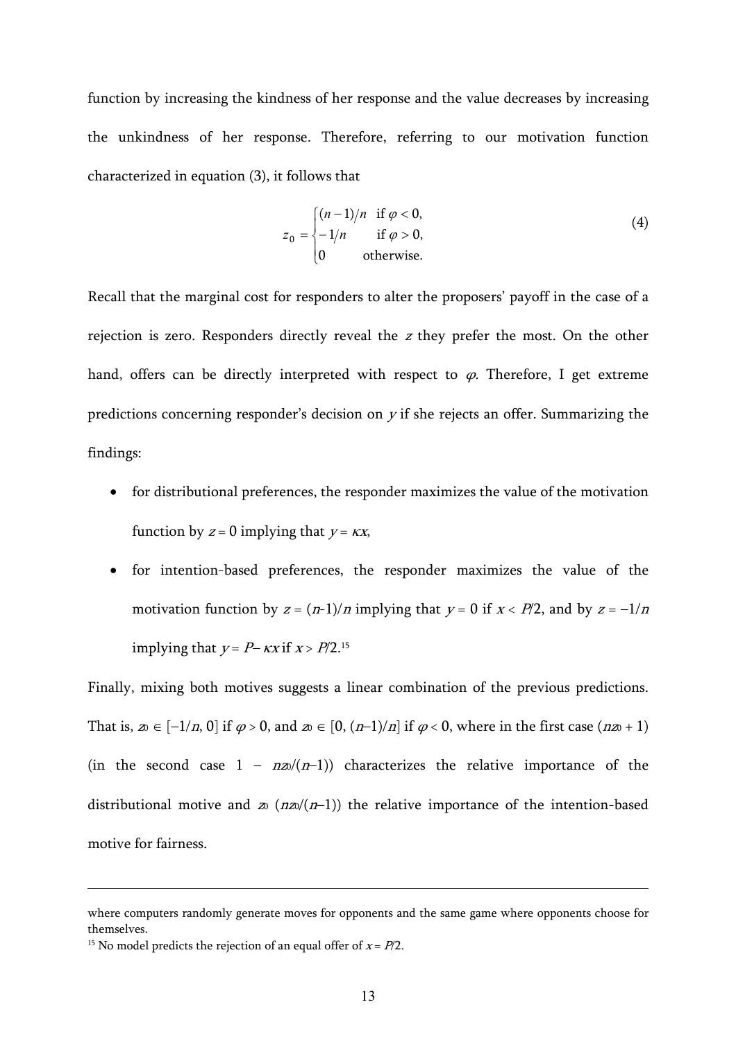function by increasing the kindness of her response and the value decreases by increasing the unkindness of her response. Therefore, referring to our motivation function characterized in equation (3), it follows that

$$z_0 = \begin{cases} (n-1)/n & \text{if } \varphi < 0, \\ -1/n & \text{if } \varphi > 0, \\ 0 & \text{otherwise.} \end{cases} \tag{4}$$

Recall that the marginal cost for responders to alter the proposers' payoff in the case of a rejection is zero. Responders directly reveal the $z$ they prefer the most. On the other hand, offers can be directly interpreted with respect to $\varphi$. Therefore, I get extreme predictions concerning responder's decision on $y$ if she rejects an offer. Summarizing the findings:

- for distributional preferences, the responder maximizes the value of the motivation function by $z = 0$ implying that $y = \kappa x$,
- for intention-based preferences, the responder maximizes the value of the motivation function by $z = (n-1)/n$ implying that $y = 0$ if $x < P/2$, and by $z = -1/n$ implying that $y = P - \kappa x$ if $x > P/2$.[15]

Finally, mixing both motives suggests a linear combination of the previous predictions. That is, $z_0 \in [-1/n, 0]$ if $\varphi > 0$, and $z_0 \in [0, (n-1)/n]$ if $\varphi < 0$, where in the first case $(nz_0 + 1)$ (in the second case $1 - nz_0/(n-1)$) characterizes the relative importance of the distributional motive and $z_0$ ($nz_0/(n-1)$) the relative importance of the intention-based motive for fairness.

---

where computers randomly generate moves for opponents and the same game where opponents choose for themselves.

[15] No model predicts the rejection of an equal offer of $x = P/2$.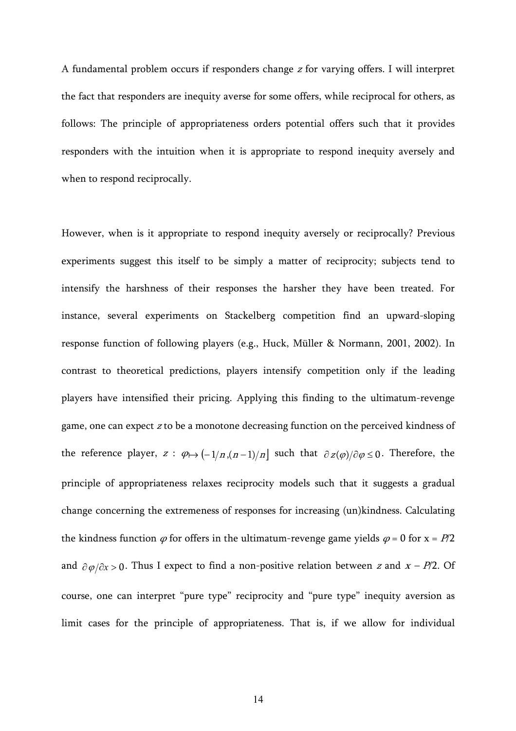A fundamental problem occurs if responders change $z$ for varying offers. I will interpret the fact that responders are inequity averse for some offers, while reciprocal for others, as follows: The principle of appropriateness orders potential offers such that it provides responders with the intuition when it is appropriate to respond inequity aversely and when to respond reciprocally.

However, when is it appropriate to respond inequity aversely or reciprocally? Previous experiments suggest this itself to be simply a matter of reciprocity; subjects tend to intensify the harshness of their responses the harsher they have been treated. For instance, several experiments on Stackelberg competition find an upward-sloping response function of following players (e.g., Huck, Müller & Normann, 2001, 2002). In contrast to theoretical predictions, players intensify competition only if the leading players have intensified their pricing. Applying this finding to the ultimatum-revenge game, one can expect $z$ to be a monotone decreasing function on the perceived kindness of the reference player, $z: \varphi \mapsto \left(-1/n, (n-1)/n\right]$ such that $\partial z(\varphi)/\partial \varphi \leq 0$. Therefore, the principle of appropriateness relaxes reciprocity models such that it suggests a gradual change concerning the extremeness of responses for increasing (un)kindness. Calculating the kindness function $\varphi$ for offers in the ultimatum-revenge game yields $\varphi = 0$ for $x = P/2$ and $\partial \varphi / \partial x > 0$. Thus I expect to find a non-positive relation between $z$ and $x - P/2$. Of course, one can interpret "pure type" reciprocity and "pure type" inequity aversion as limit cases for the principle of appropriateness. That is, if we allow for individual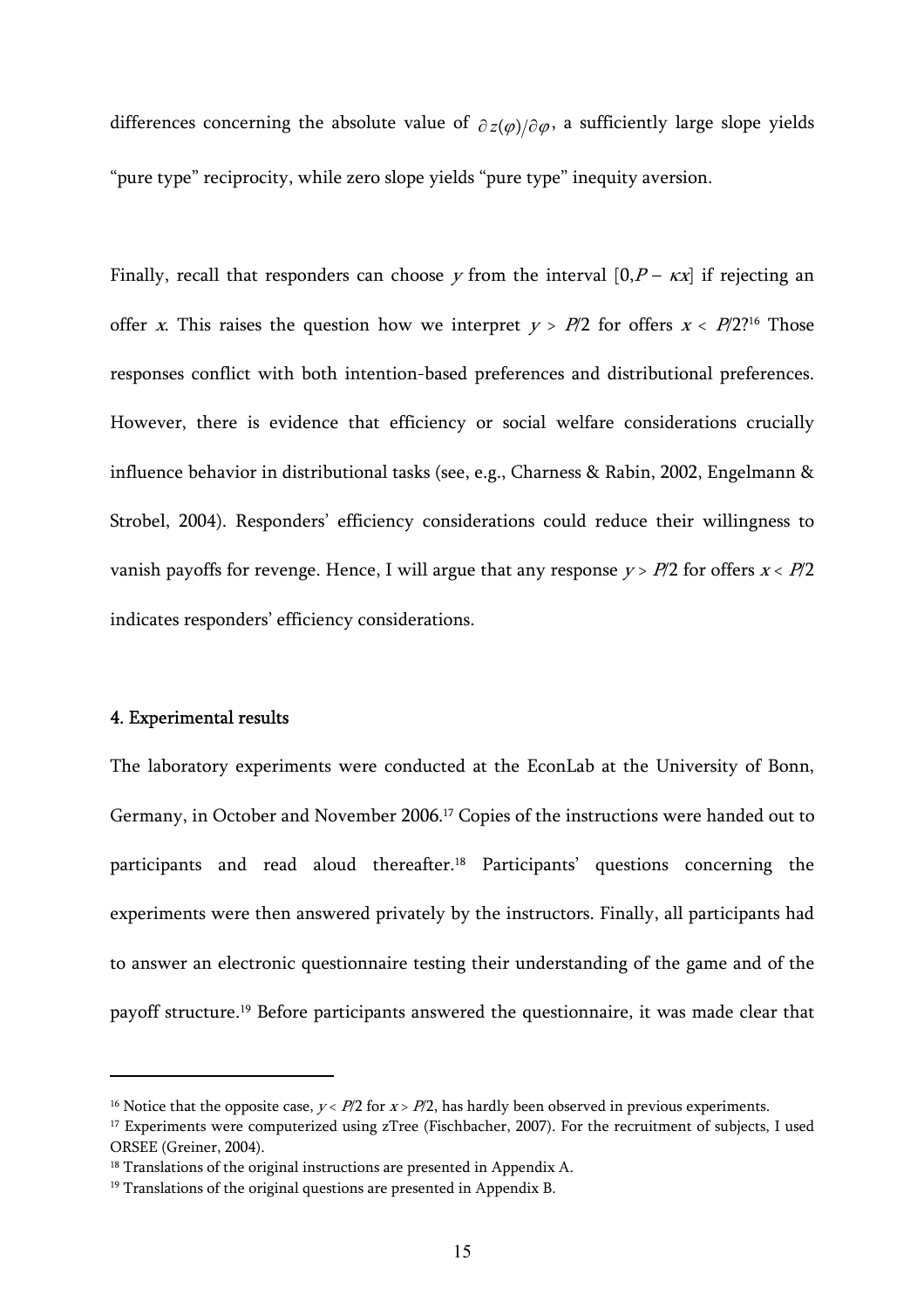differences concerning the absolute value of $\partial z(\varphi)/\partial \varphi$, a sufficiently large slope yields "pure type" reciprocity, while zero slope yields "pure type" inequity aversion.

Finally, recall that responders can choose $y$ from the interval $[0, P - \kappa x]$ if rejecting an offer $x$. This raises the question how we interpret $y > P/2$ for offers $x < P/2$?[16] Those responses conflict with both intention-based preferences and distributional preferences. However, there is evidence that efficiency or social welfare considerations crucially influence behavior in distributional tasks (see, e.g., Charness & Rabin, 2002, Engelmann & Strobel, 2004). Responders' efficiency considerations could reduce their willingness to vanish payoffs for revenge. Hence, I will argue that any response $y > P/2$ for offers $x < P/2$ indicates responders' efficiency considerations.

## 4. Experimental results

The laboratory experiments were conducted at the EconLab at the University of Bonn, Germany, in October and November 2006.[17] Copies of the instructions were handed out to participants and read aloud thereafter.[18] Participants' questions concerning the experiments were then answered privately by the instructors. Finally, all participants had to answer an electronic questionnaire testing their understanding of the game and of the payoff structure.[19] Before participants answered the questionnaire, it was made clear that

---

[16] Notice that the opposite case, $y < P/2$ for $x > P/2$, has hardly been observed in previous experiments.

[17] Experiments were computerized using zTree (Fischbacher, 2007). For the recruitment of subjects, I used ORSEE (Greiner, 2004).

[18] Translations of the original instructions are presented in Appendix A.

[19] Translations of the original questions are presented in Appendix B.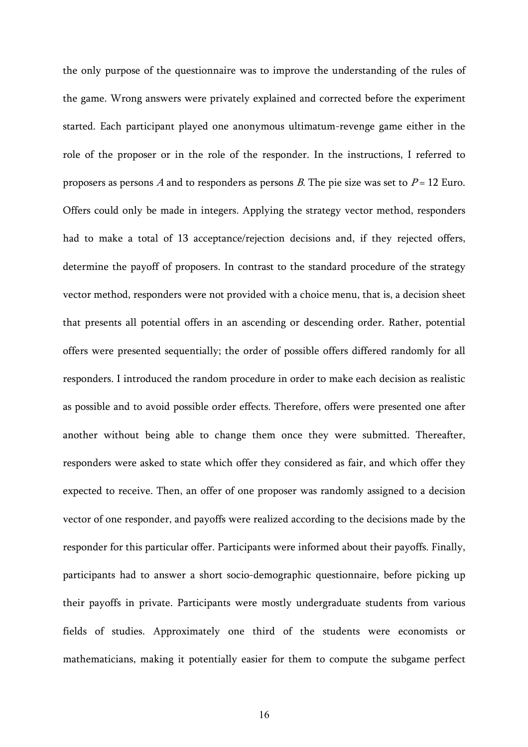the only purpose of the questionnaire was to improve the understanding of the rules of the game. Wrong answers were privately explained and corrected before the experiment started. Each participant played one anonymous ultimatum-revenge game either in the role of the proposer or in the role of the responder. In the instructions, I referred to proposers as persons $A$ and to responders as persons $B$. The pie size was set to $P = 12$ Euro. Offers could only be made in integers. Applying the strategy vector method, responders had to make a total of 13 acceptance/rejection decisions and, if they rejected offers, determine the payoff of proposers. In contrast to the standard procedure of the strategy vector method, responders were not provided with a choice menu, that is, a decision sheet that presents all potential offers in an ascending or descending order. Rather, potential offers were presented sequentially; the order of possible offers differed randomly for all responders. I introduced the random procedure in order to make each decision as realistic as possible and to avoid possible order effects. Therefore, offers were presented one after another without being able to change them once they were submitted. Thereafter, responders were asked to state which offer they considered as fair, and which offer they expected to receive. Then, an offer of one proposer was randomly assigned to a decision vector of one responder, and payoffs were realized according to the decisions made by the responder for this particular offer. Participants were informed about their payoffs. Finally, participants had to answer a short socio-demographic questionnaire, before picking up their payoffs in private. Participants were mostly undergraduate students from various fields of studies. Approximately one third of the students were economists or mathematicians, making it potentially easier for them to compute the subgame perfect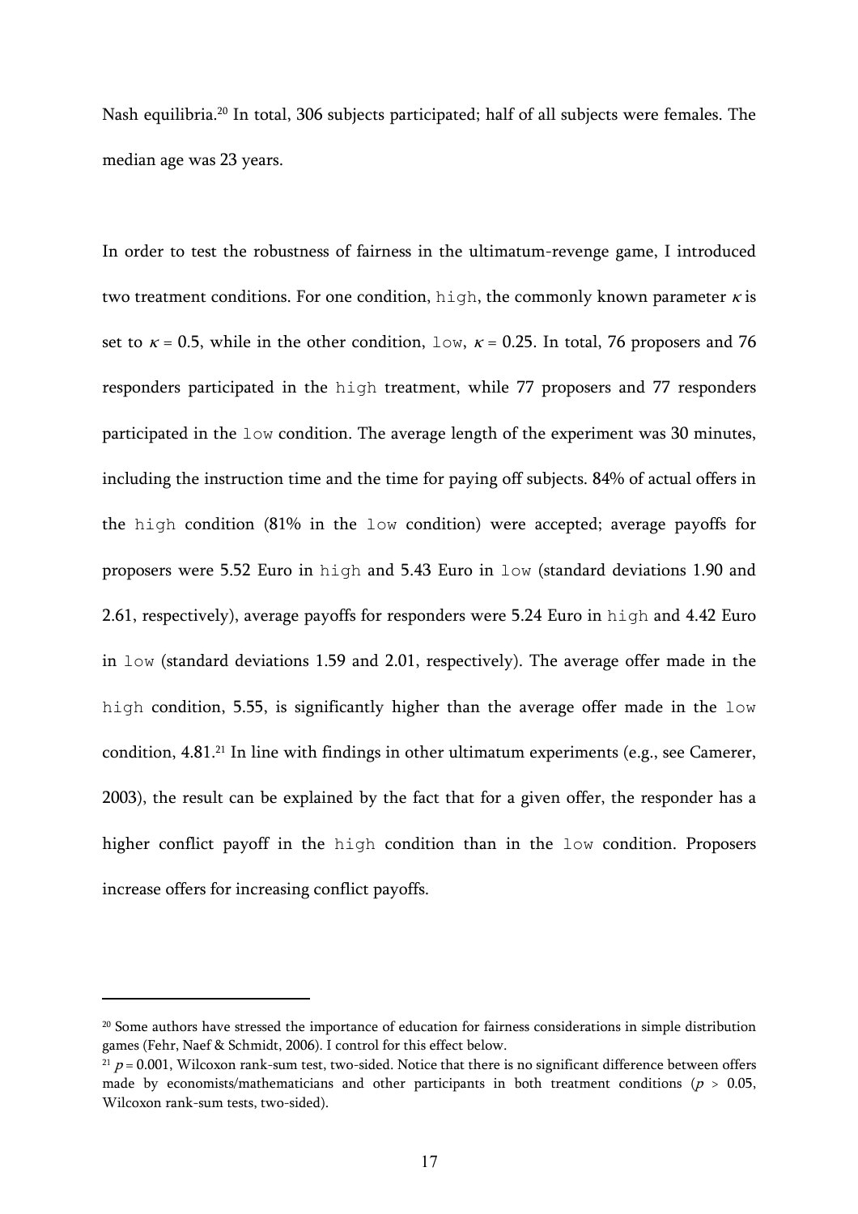Nash equilibria.[20] In total, 306 subjects participated; half of all subjects were females. The median age was 23 years.

In order to test the robustness of fairness in the ultimatum-revenge game, I introduced two treatment conditions. For one condition, `high`, the commonly known parameter $\kappa$ is set to $\kappa = 0.5$, while in the other condition, `low`, $\kappa = 0.25$. In total, 76 proposers and 76 responders participated in the `high` treatment, while 77 proposers and 77 responders participated in the `low` condition. The average length of the experiment was 30 minutes, including the instruction time and the time for paying off subjects. 84% of actual offers in the `high` condition (81% in the `low` condition) were accepted; average payoffs for proposers were 5.52 Euro in `high` and 5.43 Euro in `low` (standard deviations 1.90 and 2.61, respectively), average payoffs for responders were 5.24 Euro in `high` and 4.42 Euro in `low` (standard deviations 1.59 and 2.01, respectively). The average offer made in the `high` condition, 5.55, is significantly higher than the average offer made in the `low` condition, 4.81.[21] In line with findings in other ultimatum experiments (e.g., see Camerer, 2003), the result can be explained by the fact that for a given offer, the responder has a higher conflict payoff in the `high` condition than in the `low` condition. Proposers increase offers for increasing conflict payoffs.

---

[20] Some authors have stressed the importance of education for fairness considerations in simple distribution games (Fehr, Naef & Schmidt, 2006). I control for this effect below.

[21] $p = 0.001$, Wilcoxon rank-sum test, two-sided. Notice that there is no significant difference between offers made by economists/mathematicians and other participants in both treatment conditions ($p > 0.05$, Wilcoxon rank-sum tests, two-sided).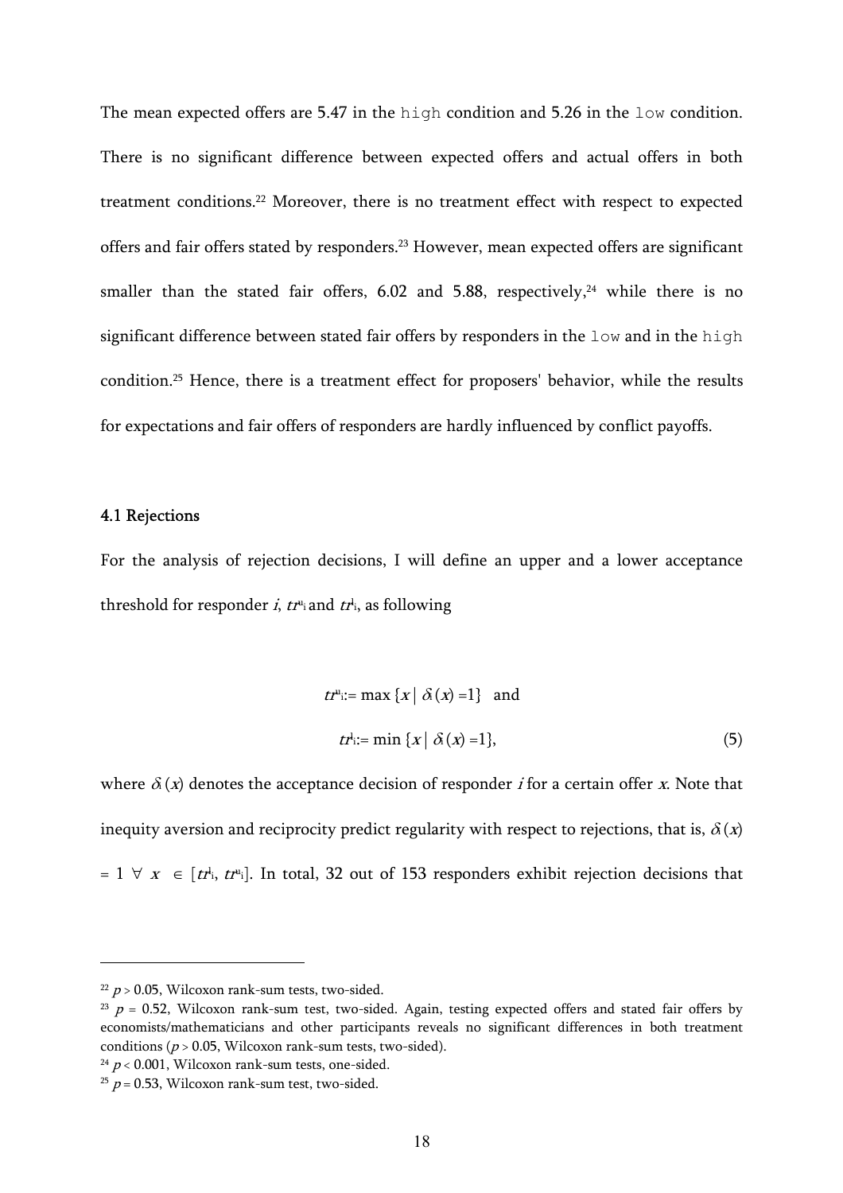The mean expected offers are 5.47 in the `high` condition and 5.26 in the `low` condition. There is no significant difference between expected offers and actual offers in both treatment conditions.[22] Moreover, there is no treatment effect with respect to expected offers and fair offers stated by responders.[23] However, mean expected offers are significant smaller than the stated fair offers, 6.02 and 5.88, respectively,[24] while there is no significant difference between stated fair offers by responders in the `low` and in the `high` condition.[25] Hence, there is a treatment effect for proposers' behavior, while the results for expectations and fair offers of responders are hardly influenced by conflict payoffs.

### 4.1 Rejections

For the analysis of rejection decisions, I will define an upper and a lower acceptance threshold for responder $i$, $tr^u_i$ and $tr^l_i$, as following

$$tr^u_i := \max \{x \mid \delta_i(x) = 1\} \quad \text{and}$$

$$tr^l_i := \min \{x \mid \delta_i(x) = 1\}, \tag{5}$$

where $\delta_i(x)$ denotes the acceptance decision of responder $i$ for a certain offer $x$. Note that inequity aversion and reciprocity predict regularity with respect to rejections, that is, $\delta_i(x) = 1 \;\forall\; x \;\in [tr^l_i, tr^u_i]$. In total, 32 out of 153 responders exhibit rejection decisions that

---

[22] $p > 0.05$, Wilcoxon rank-sum tests, two-sided.

[23] $p = 0.52$, Wilcoxon rank-sum test, two-sided. Again, testing expected offers and stated fair offers by economists/mathematicians and other participants reveals no significant differences in both treatment conditions ($p > 0.05$, Wilcoxon rank-sum tests, two-sided).

[24] $p < 0.001$, Wilcoxon rank-sum tests, one-sided.

[25] $p = 0.53$, Wilcoxon rank-sum test, two-sided.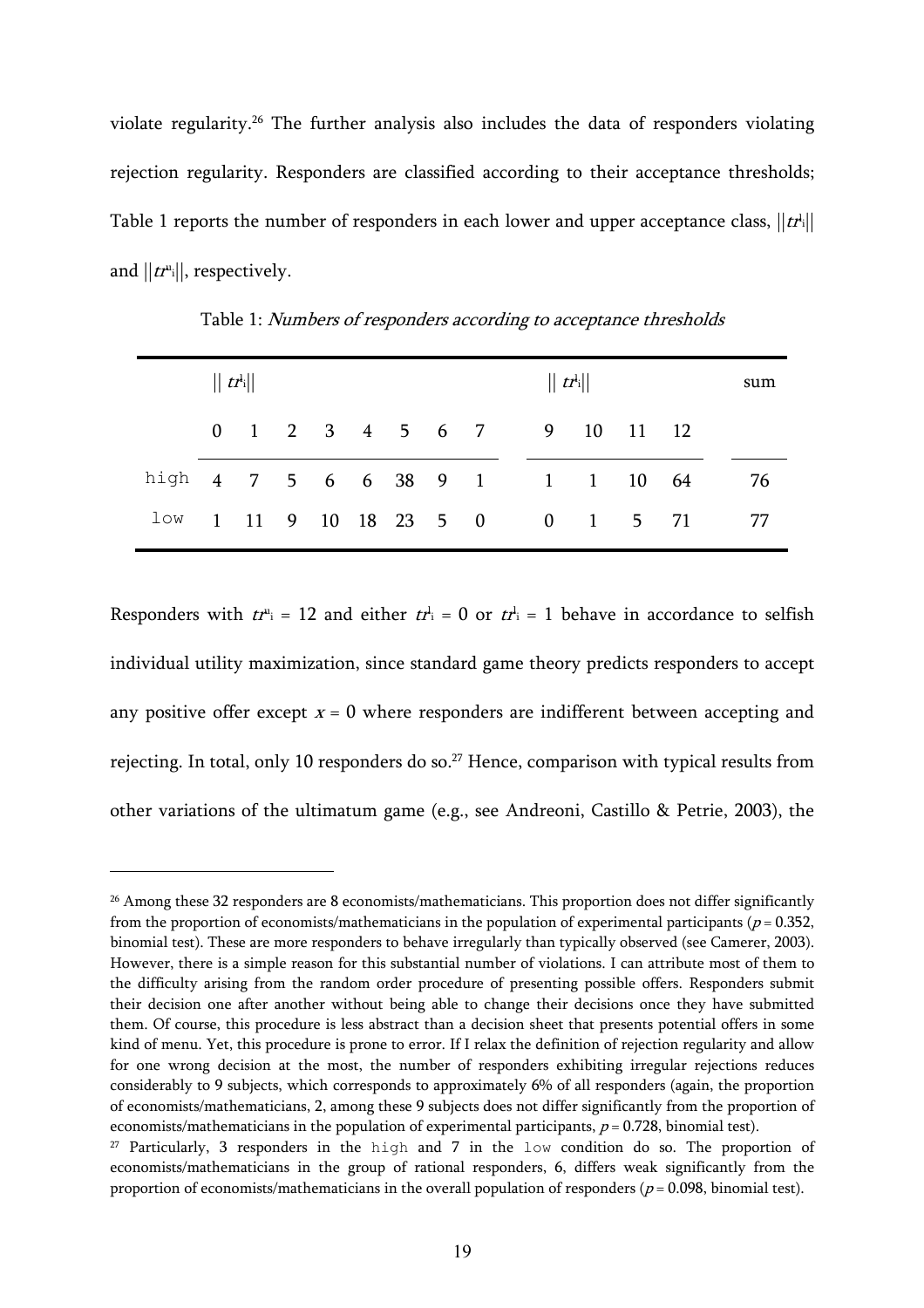violate regularity.[26] The further analysis also includes the data of responders violating rejection regularity. Responders are classified according to their acceptance thresholds; Table 1 reports the number of responders in each lower and upper acceptance class, $||tr^l_i||$ and $||tr^u_i||$, respectively.

Table 1: *Numbers of responders according to acceptance thresholds*

| | $\|\| tr^l_i \|\|$ | | | | | | | | $\|\| tr^l_i \|\|$ | | | | sum |
|---|---|---|---|---|---|---|---|---|---|---|---|---|---|
| | 0 | 1 | 2 | 3 | 4 | 5 | 6 | 7 | 9 | 10 | 11 | 12 | |
| high | 4 | 7 | 5 | 6 | 6 | 38 | 9 | 1 | 1 | 1 | 10 | 64 | 76 |
| low | 1 | 11 | 9 | 10 | 18 | 23 | 5 | 0 | 0 | 1 | 5 | 71 | 77 |

Responders with $tr^u_i = 12$ and either $tr^l_i = 0$ or $tr^l_i = 1$ behave in accordance to selfish individual utility maximization, since standard game theory predicts responders to accept any positive offer except $x = 0$ where responders are indifferent between accepting and rejecting. In total, only 10 responders do so.[27] Hence, comparison with typical results from other variations of the ultimatum game (e.g., see Andreoni, Castillo & Petrie, 2003), the

[26] Among these 32 responders are 8 economists/mathematicians. This proportion does not differ significantly from the proportion of economists/mathematicians in the population of experimental participants ($p = 0.352$, binomial test). These are more responders to behave irregularly than typically observed (see Camerer, 2003). However, there is a simple reason for this substantial number of violations. I can attribute most of them to the difficulty arising from the random order procedure of presenting possible offers. Responders submit their decision one after another without being able to change their decisions once they have submitted them. Of course, this procedure is less abstract than a decision sheet that presents potential offers in some kind of menu. Yet, this procedure is prone to error. If I relax the definition of rejection regularity and allow for one wrong decision at the most, the number of responders exhibiting irregular rejections reduces considerably to 9 subjects, which corresponds to approximately 6% of all responders (again, the proportion of economists/mathematicians, 2, among these 9 subjects does not differ significantly from the proportion of economists/mathematicians in the population of experimental participants, $p = 0.728$, binomial test).

[27] Particularly, 3 responders in the high and 7 in the low condition do so. The proportion of economists/mathematicians in the group of rational responders, 6, differs weak significantly from the proportion of economists/mathematicians in the overall population of responders ($p = 0.098$, binomial test).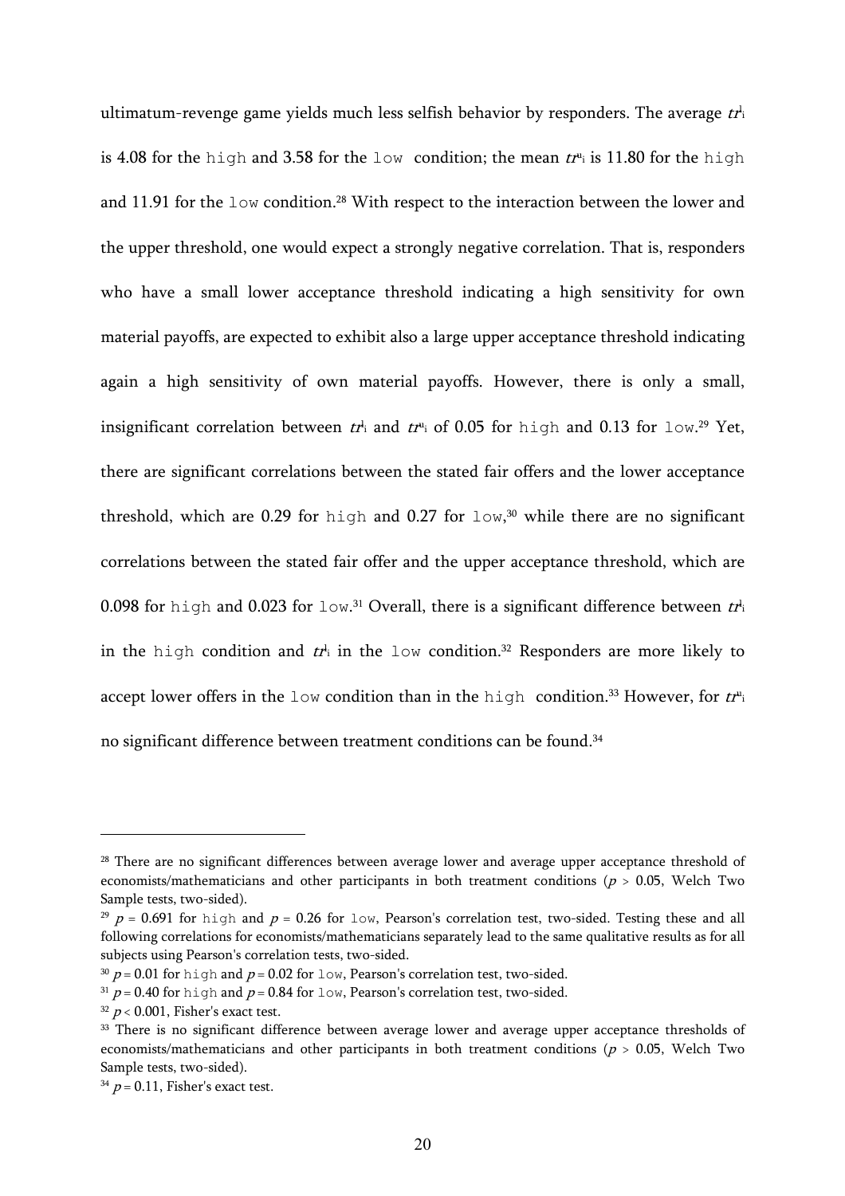ultimatum-revenge game yields much less selfish behavior by responders. The average $tr^l_i$ is 4.08 for the `high` and 3.58 for the `low` condition; the mean $tr^u_i$ is 11.80 for the `high` and 11.91 for the `low` condition.[28] With respect to the interaction between the lower and the upper threshold, one would expect a strongly negative correlation. That is, responders who have a small lower acceptance threshold indicating a high sensitivity for own material payoffs, are expected to exhibit also a large upper acceptance threshold indicating again a high sensitivity of own material payoffs. However, there is only a small, insignificant correlation between $tr^l_i$ and $tr^u_i$ of 0.05 for `high` and 0.13 for `low`.[29] Yet, there are significant correlations between the stated fair offers and the lower acceptance threshold, which are 0.29 for `high` and 0.27 for `low`,[30] while there are no significant correlations between the stated fair offer and the upper acceptance threshold, which are 0.098 for `high` and 0.023 for `low`.[31] Overall, there is a significant difference between $tr^l_i$ in the `high` condition and $tr^l_i$ in the `low` condition.[32] Responders are more likely to accept lower offers in the `low` condition than in the `high` condition.[33] However, for $tr^u_i$ no significant difference between treatment conditions can be found.[34]

---

[28] There are no significant differences between average lower and average upper acceptance threshold of economists/mathematicians and other participants in both treatment conditions ($p > 0.05$, Welch Two Sample tests, two-sided).

[29] $p = 0.691$ for `high` and $p = 0.26$ for `low`, Pearson's correlation test, two-sided. Testing these and all following correlations for economists/mathematicians separately lead to the same qualitative results as for all subjects using Pearson's correlation tests, two-sided.

[30] $p = 0.01$ for `high` and $p = 0.02$ for `low`, Pearson's correlation test, two-sided.

[31] $p = 0.40$ for `high` and $p = 0.84$ for `low`, Pearson's correlation test, two-sided.

[32] $p < 0.001$, Fisher's exact test.

[33] There is no significant difference between average lower and average upper acceptance thresholds of economists/mathematicians and other participants in both treatment conditions ($p > 0.05$, Welch Two Sample tests, two-sided).

[34] $p = 0.11$, Fisher's exact test.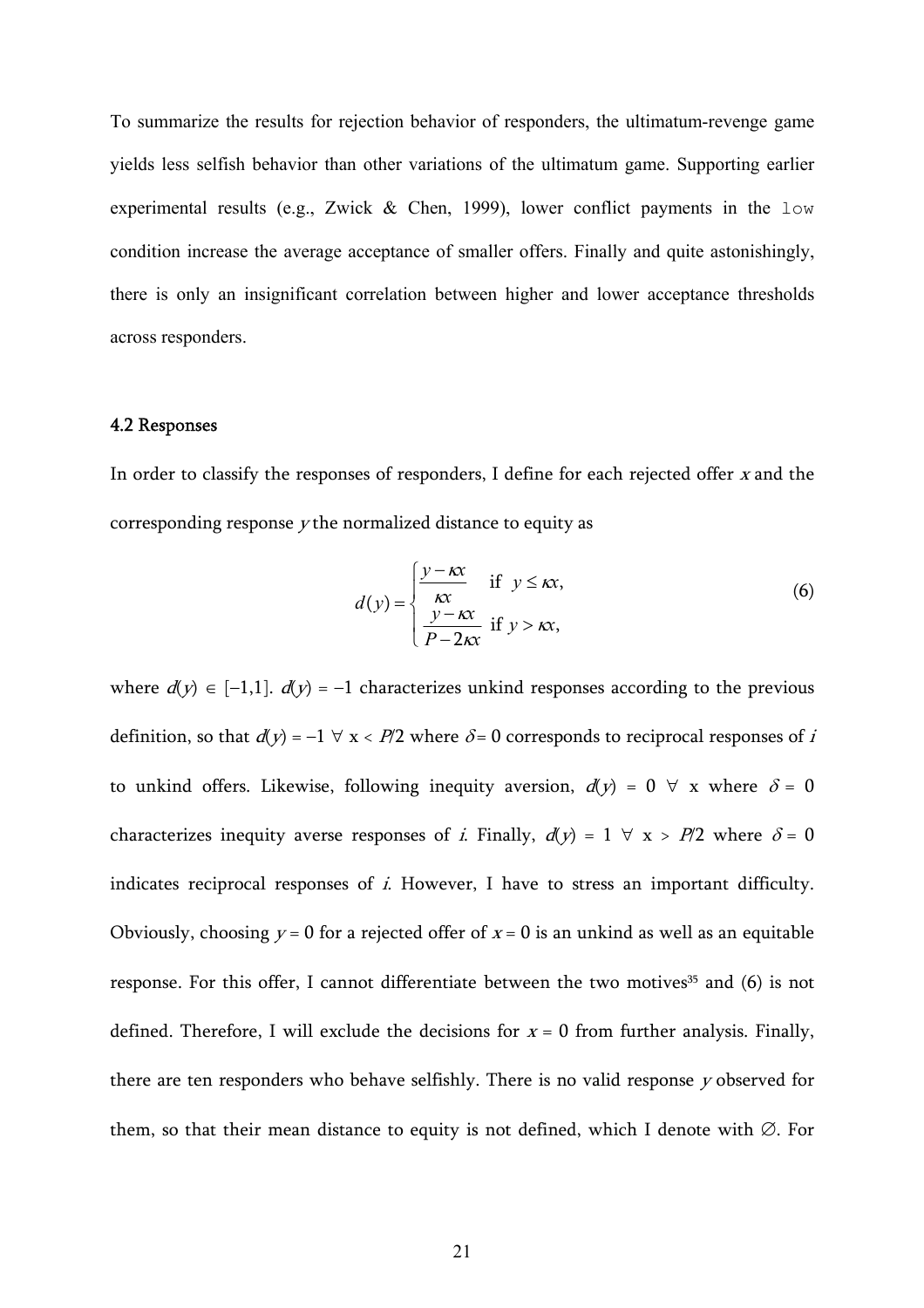To summarize the results for rejection behavior of responders, the ultimatum-revenge game yields less selfish behavior than other variations of the ultimatum game. Supporting earlier experimental results (e.g., Zwick & Chen, 1999), lower conflict payments in the `low` condition increase the average acceptance of smaller offers. Finally and quite astonishingly, there is only an insignificant correlation between higher and lower acceptance thresholds across responders.

### 4.2 Responses

In order to classify the responses of responders, I define for each rejected offer $x$ and the corresponding response $y$ the normalized distance to equity as

$$d(y) = \begin{cases} \dfrac{y - \kappa x}{\kappa x} & \text{if } \; y \leq \kappa x, \\ \dfrac{y - \kappa x}{P - 2\kappa x} & \text{if } \; y > \kappa x, \end{cases} \tag{6}$$

where $d(y) \in [-1,1]$. $d(y) = -1$ characterizes unkind responses according to the previous definition, so that $d(y) = -1 \; \forall \; x < P/2$ where $\delta = 0$ corresponds to reciprocal responses of $i$ to unkind offers. Likewise, following inequity aversion, $d(y) = 0 \; \forall \; x$ where $\delta = 0$ characterizes inequity averse responses of $i$. Finally, $d(y) = 1 \; \forall \; x > P/2$ where $\delta = 0$ indicates reciprocal responses of $i$. However, I have to stress an important difficulty. Obviously, choosing $y = 0$ for a rejected offer of $x = 0$ is an unkind as well as an equitable response. For this offer, I cannot differentiate between the two motives[35] and (6) is not defined. Therefore, I will exclude the decisions for $x = 0$ from further analysis. Finally, there are ten responders who behave selfishly. There is no valid response $y$ observed for them, so that their mean distance to equity is not defined, which I denote with $\varnothing$. For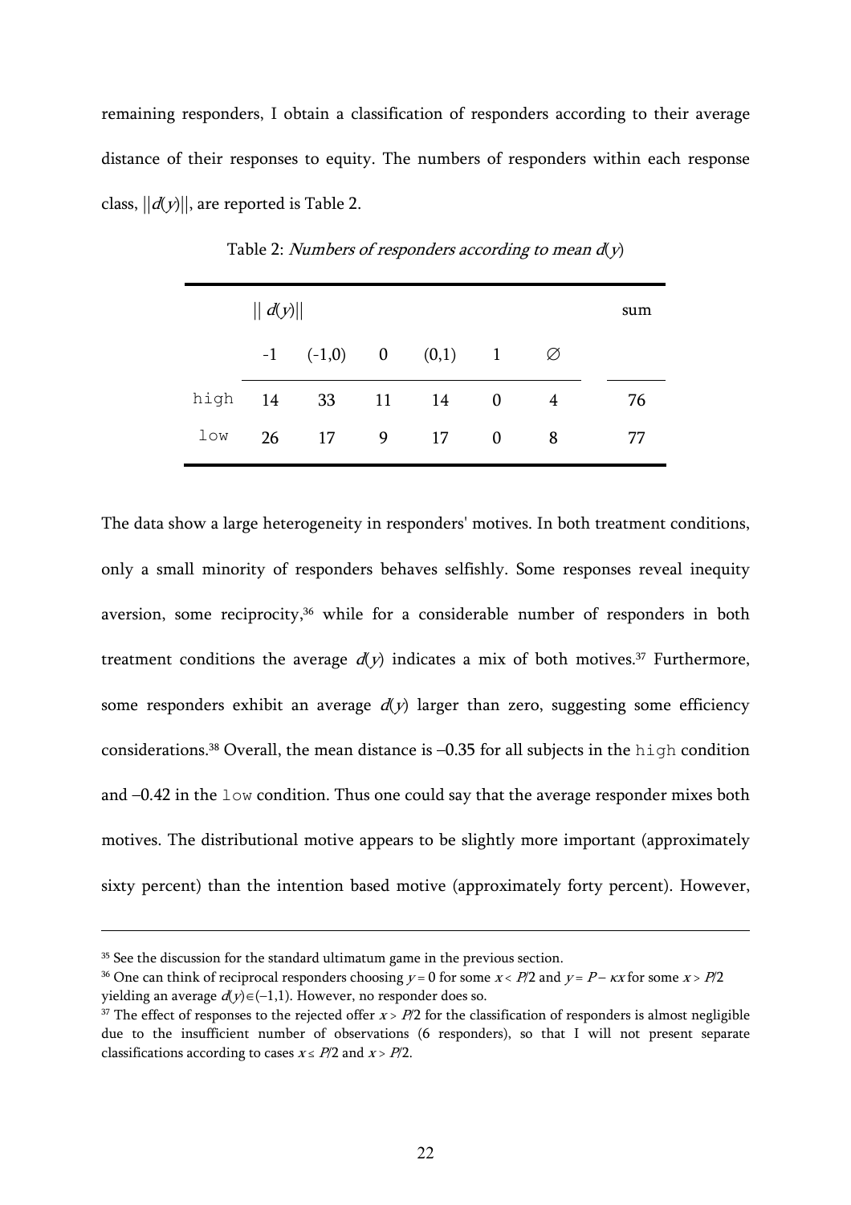remaining responders, I obtain a classification of responders according to their average distance of their responses to equity. The numbers of responders within each response class, $||d(y)||$, are reported is Table 2.

Table 2: *Numbers of responders according to mean* $d(y)$

| | $\|\| d(y)\|\|$ | | | | | | sum |
|---|---|---|---|---|---|---|---|
| | -1 | (-1,0) | 0 | (0,1) | 1 | ∅ | |
| `high` | 14 | 33 | 11 | 14 | 0 | 4 | 76 |
| `low` | 26 | 17 | 9 | 17 | 0 | 8 | 77 |

The data show a large heterogeneity in responders' motives. In both treatment conditions, only a small minority of responders behaves selfishly. Some responses reveal inequity aversion, some reciprocity,[36] while for a considerable number of responders in both treatment conditions the average $d(y)$ indicates a mix of both motives.[37] Furthermore, some responders exhibit an average $d(y)$ larger than zero, suggesting some efficiency considerations.[38] Overall, the mean distance is –0.35 for all subjects in the `high` condition and –0.42 in the `low` condition. Thus one could say that the average responder mixes both motives. The distributional motive appears to be slightly more important (approximately sixty percent) than the intention based motive (approximately forty percent). However,

---

[35] See the discussion for the standard ultimatum game in the previous section.

[36] One can think of reciprocal responders choosing $y = 0$ for some $x < P/2$ and $y = P - \kappa x$ for some $x > P/2$ yielding an average $d(y) \in (-1,1)$. However, no responder does so.

[37] The effect of responses to the rejected offer $x > P/2$ for the classification of responders is almost negligible due to the insufficient number of observations (6 responders), so that I will not present separate classifications according to cases $x \leq P/2$ and $x > P/2$.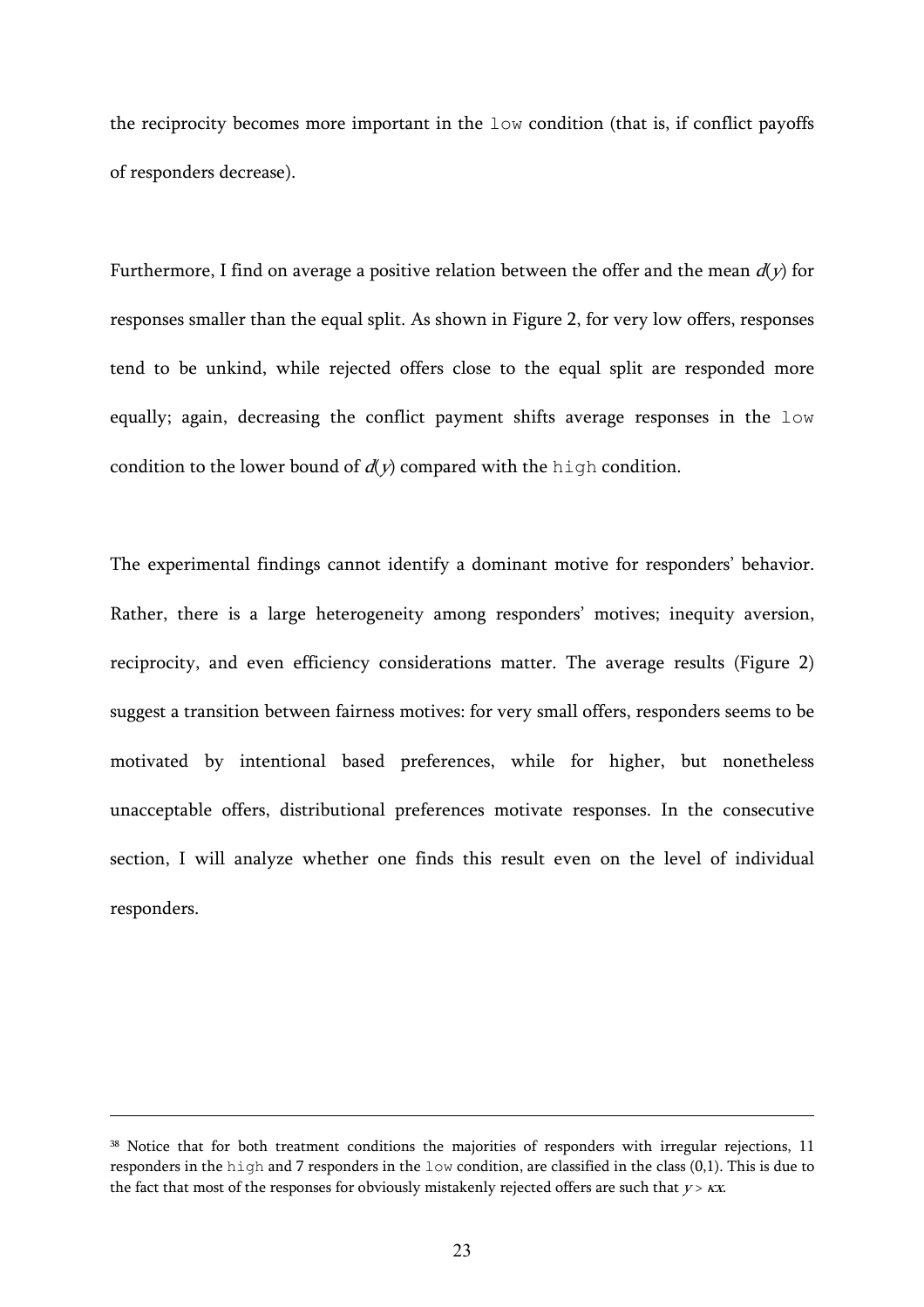the reciprocity becomes more important in the `low` condition (that is, if conflict payoffs of responders decrease).

Furthermore, I find on average a positive relation between the offer and the mean $d(y)$ for responses smaller than the equal split. As shown in Figure 2, for very low offers, responses tend to be unkind, while rejected offers close to the equal split are responded more equally; again, decreasing the conflict payment shifts average responses in the `low` condition to the lower bound of $d(y)$ compared with the `high` condition.

The experimental findings cannot identify a dominant motive for responders' behavior. Rather, there is a large heterogeneity among responders' motives; inequity aversion, reciprocity, and even efficiency considerations matter. The average results (Figure 2) suggest a transition between fairness motives: for very small offers, responders seems to be motivated by intentional based preferences, while for higher, but nonetheless unacceptable offers, distributional preferences motivate responses. In the consecutive section, I will analyze whether one finds this result even on the level of individual responders.

---

[38] Notice that for both treatment conditions the majorities of responders with irregular rejections, 11 responders in the `high` and 7 responders in the `low` condition, are classified in the class (0,1). This is due to the fact that most of the responses for obviously mistakenly rejected offers are such that $y > \kappa x$.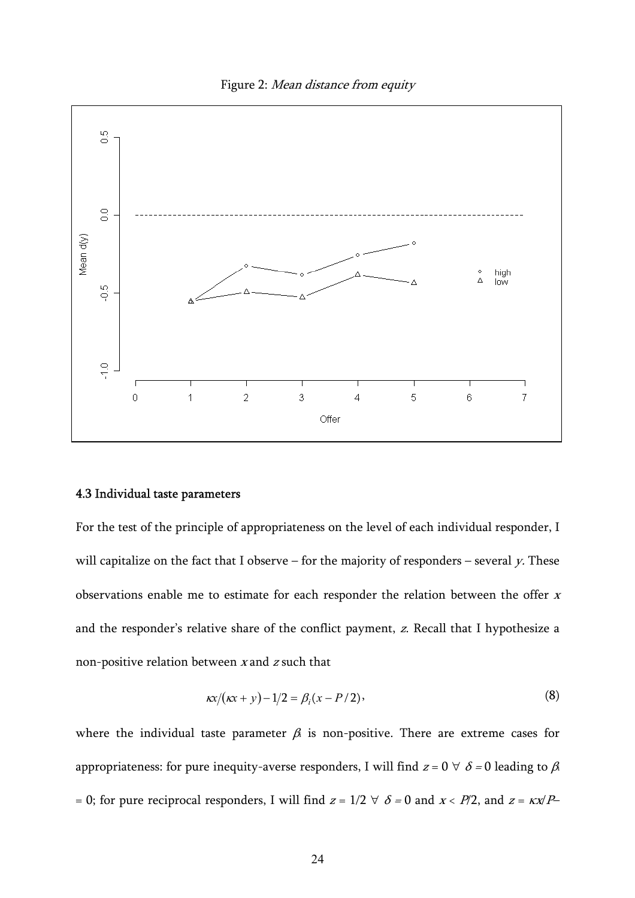Figure 2: *Mean distance from equity*

### 4.3 Individual taste parameters

For the test of the principle of appropriateness on the level of each individual responder, I will capitalize on the fact that I observe – for the majority of responders – several $y$. These observations enable me to estimate for each responder the relation between the offer $x$ and the responder's relative share of the conflict payment, $z$. Recall that I hypothesize a non-positive relation between $x$ and $z$ such that

$$\kappa x/(\kappa x + y) - 1/2 = \beta_i (x - P/2), \tag{8}$$

where the individual taste parameter $\beta_i$ is non-positive. There are extreme cases for appropriateness: for pure inequity-averse responders, I will find $z = 0 \;\forall\; \delta = 0$ leading to $\beta_i = 0$; for pure reciprocal responders, I will find $z = 1/2 \;\forall\; \delta = 0$ and $x < P/2$, and $z = \kappa x/P-$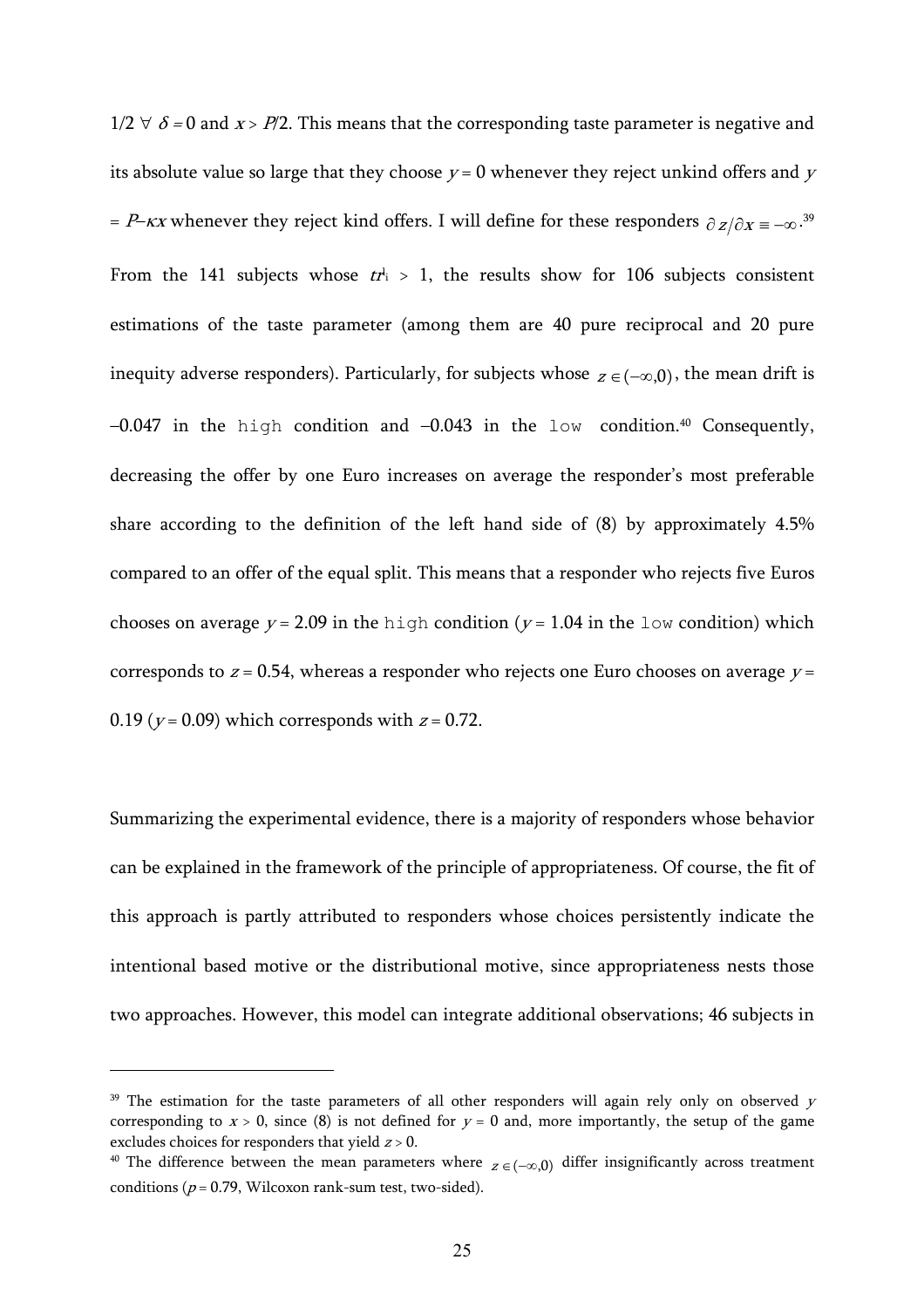$1/2 \; \forall \; \delta = 0$ and $x > P/2$. This means that the corresponding taste parameter is negative and its absolute value so large that they choose $y = 0$ whenever they reject unkind offers and $y = P - \kappa x$ whenever they reject kind offers. I will define for these responders $\partial z / \partial x \equiv -\infty$.[39] From the 141 subjects whose $tr_i^1 > 1$, the results show for 106 subjects consistent estimations of the taste parameter (among them are 40 pure reciprocal and 20 pure inequity adverse responders). Particularly, for subjects whose $z \in (-\infty, 0)$, the mean drift is $-0.047$ in the `high` condition and $-0.043$ in the `low` condition.[40] Consequently, decreasing the offer by one Euro increases on average the responder's most preferable share according to the definition of the left hand side of (8) by approximately 4.5% compared to an offer of the equal split. This means that a responder who rejects five Euros chooses on average $y = 2.09$ in the `high` condition ($y = 1.04$ in the `low` condition) which corresponds to $z = 0.54$, whereas a responder who rejects one Euro chooses on average $y = 0.19$ ($y = 0.09$) which corresponds with $z = 0.72$.

Summarizing the experimental evidence, there is a majority of responders whose behavior can be explained in the framework of the principle of appropriateness. Of course, the fit of this approach is partly attributed to responders whose choices persistently indicate the intentional based motive or the distributional motive, since appropriateness nests those two approaches. However, this model can integrate additional observations; 46 subjects in

---

[39] The estimation for the taste parameters of all other responders will again rely only on observed $y$ corresponding to $x > 0$, since (8) is not defined for $y = 0$ and, more importantly, the setup of the game excludes choices for responders that yield $z > 0$.

[40] The difference between the mean parameters where $z \in (-\infty, 0)$ differ insignificantly across treatment conditions ($p = 0.79$, Wilcoxon rank-sum test, two-sided).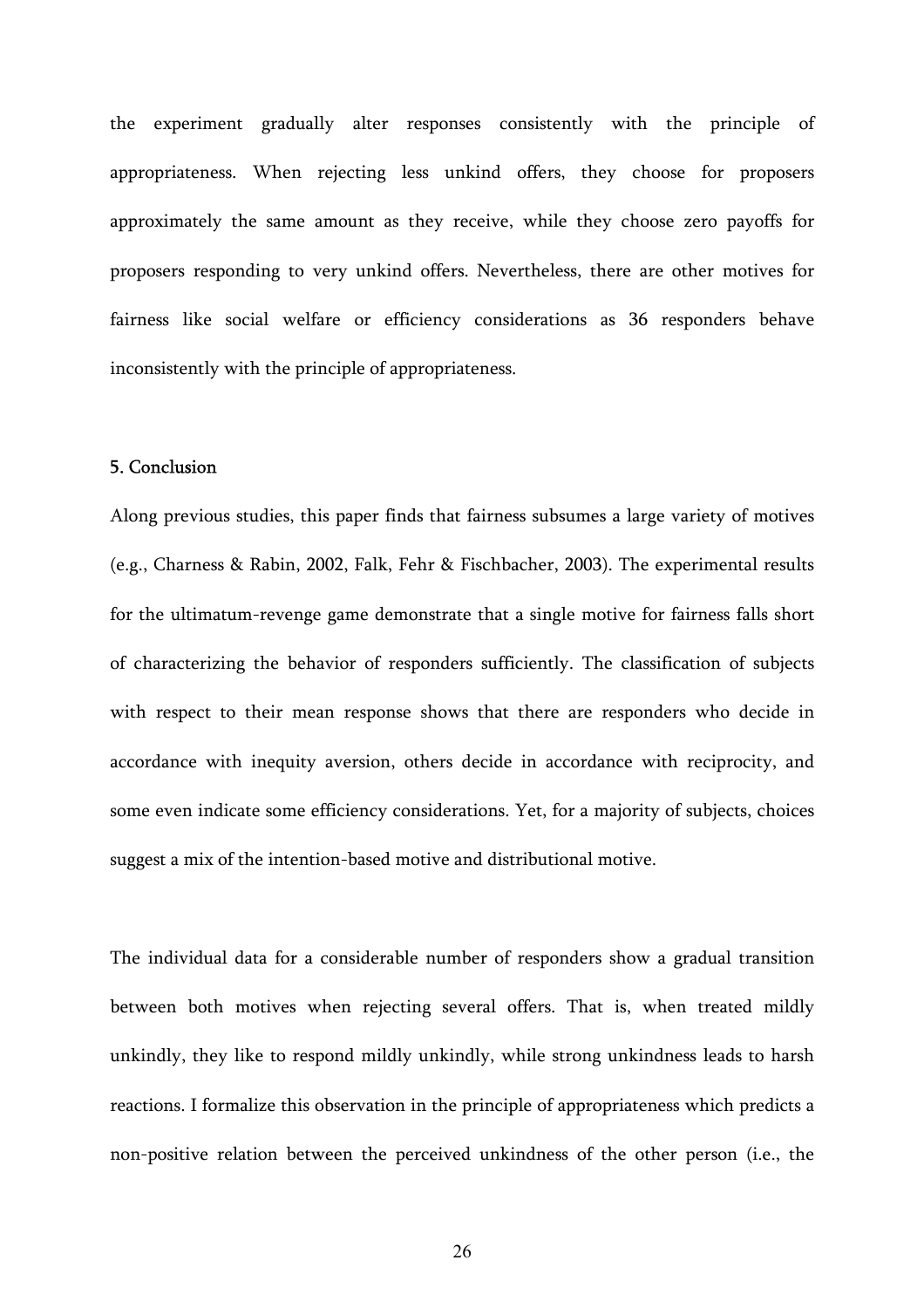the experiment gradually alter responses consistently with the principle of appropriateness. When rejecting less unkind offers, they choose for proposers approximately the same amount as they receive, while they choose zero payoffs for proposers responding to very unkind offers. Nevertheless, there are other motives for fairness like social welfare or efficiency considerations as 36 responders behave inconsistently with the principle of appropriateness.

## 5. Conclusion

Along previous studies, this paper finds that fairness subsumes a large variety of motives (e.g., Charness & Rabin, 2002, Falk, Fehr & Fischbacher, 2003). The experimental results for the ultimatum-revenge game demonstrate that a single motive for fairness falls short of characterizing the behavior of responders sufficiently. The classification of subjects with respect to their mean response shows that there are responders who decide in accordance with inequity aversion, others decide in accordance with reciprocity, and some even indicate some efficiency considerations. Yet, for a majority of subjects, choices suggest a mix of the intention-based motive and distributional motive.

The individual data for a considerable number of responders show a gradual transition between both motives when rejecting several offers. That is, when treated mildly unkindly, they like to respond mildly unkindly, while strong unkindness leads to harsh reactions. I formalize this observation in the principle of appropriateness which predicts a non-positive relation between the perceived unkindness of the other person (i.e., the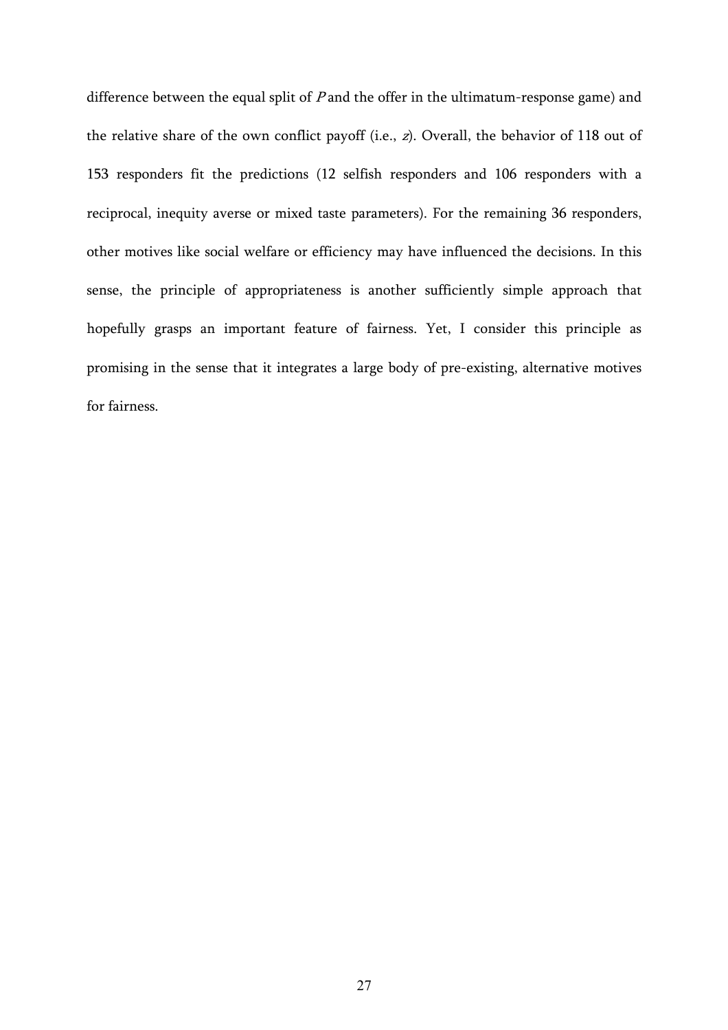difference between the equal split of $P$ and the offer in the ultimatum-response game) and the relative share of the own conflict payoff (i.e., $z$). Overall, the behavior of 118 out of 153 responders fit the predictions (12 selfish responders and 106 responders with a reciprocal, inequity averse or mixed taste parameters). For the remaining 36 responders, other motives like social welfare or efficiency may have influenced the decisions. In this sense, the principle of appropriateness is another sufficiently simple approach that hopefully grasps an important feature of fairness. Yet, I consider this principle as promising in the sense that it integrates a large body of pre-existing, alternative motives for fairness.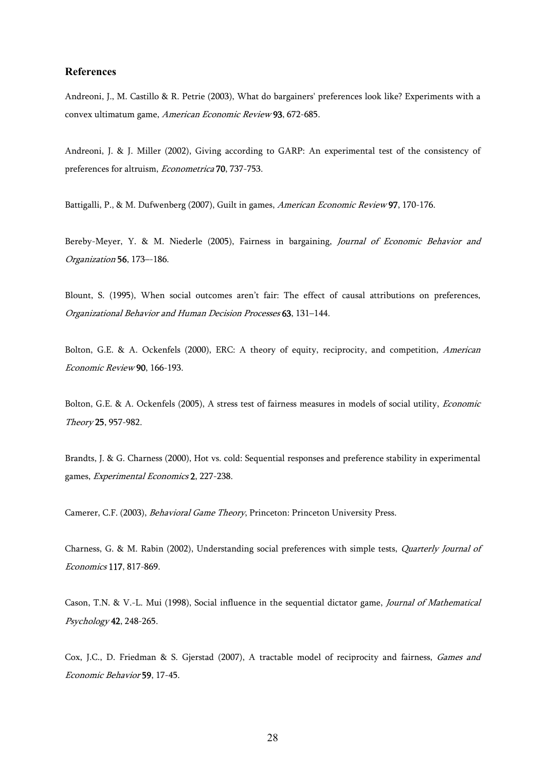### References

Andreoni, J., M. Castillo & R. Petrie (2003), What do bargainers' preferences look like? Experiments with a convex ultimatum game, *American Economic Review* **93**, 672-685.

Andreoni, J. & J. Miller (2002), Giving according to GARP: An experimental test of the consistency of preferences for altruism, *Econometrica* **70**, 737-753.

Battigalli, P., & M. Dufwenberg (2007), Guilt in games, *American Economic Review* **97**, 170-176.

Bereby-Meyer, Y. & M. Niederle (2005), Fairness in bargaining, *Journal of Economic Behavior and Organization* **56**, 173–-186.

Blount, S. (1995), When social outcomes aren't fair: The effect of causal attributions on preferences, *Organizational Behavior and Human Decision Processes* **63**, 131–144.

Bolton, G.E. & A. Ockenfels (2000), ERC: A theory of equity, reciprocity, and competition, *American Economic Review* **90**, 166-193.

Bolton, G.E. & A. Ockenfels (2005), A stress test of fairness measures in models of social utility, *Economic Theory* **25**, 957-982.

Brandts, J. & G. Charness (2000), Hot vs. cold: Sequential responses and preference stability in experimental games, *Experimental Economics* **2**, 227-238.

Camerer, C.F. (2003), *Behavioral Game Theory*, Princeton: Princeton University Press.

Charness, G. & M. Rabin (2002), Understanding social preferences with simple tests, *Quarterly Journal of Economics* **117**, 817-869.

Cason, T.N. & V.-L. Mui (1998), Social influence in the sequential dictator game, *Journal of Mathematical Psychology* **42**, 248-265.

Cox, J.C., D. Friedman & S. Gjerstad (2007), A tractable model of reciprocity and fairness, *Games and Economic Behavior* **59**, 17-45.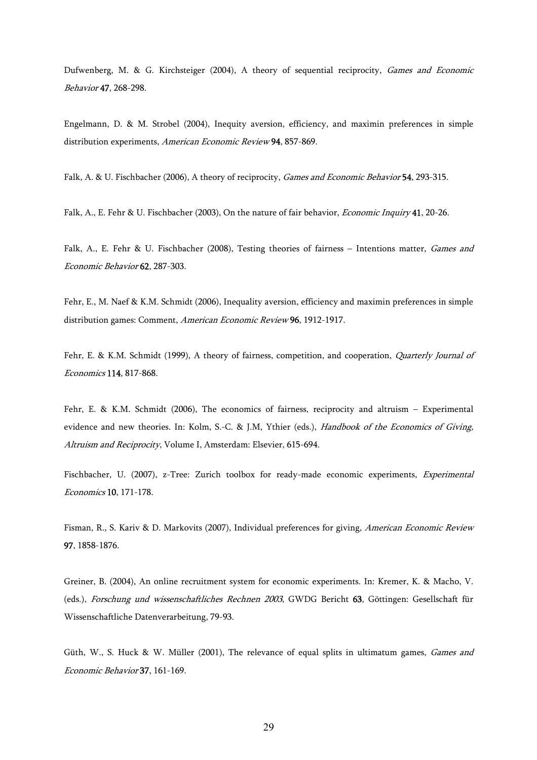Dufwenberg, M. & G. Kirchsteiger (2004), A theory of sequential reciprocity, *Games and Economic Behavior* **47**, 268-298.

Engelmann, D. & M. Strobel (2004), Inequity aversion, efficiency, and maximin preferences in simple distribution experiments, *American Economic Review* **94**, 857-869.

Falk, A. & U. Fischbacher (2006), A theory of reciprocity, *Games and Economic Behavior* **54**, 293-315.

Falk, A., E. Fehr & U. Fischbacher (2003), On the nature of fair behavior, *Economic Inquiry* **41**, 20-26.

Falk, A., E. Fehr & U. Fischbacher (2008), Testing theories of fairness – Intentions matter, *Games and Economic Behavior* **62**, 287-303.

Fehr, E., M. Naef & K.M. Schmidt (2006), Inequality aversion, efficiency and maximin preferences in simple distribution games: Comment, *American Economic Review* **96**, 1912-1917.

Fehr, E. & K.M. Schmidt (1999), A theory of fairness, competition, and cooperation, *Quarterly Journal of Economics* **114**, 817-868.

Fehr, E. & K.M. Schmidt (2006), The economics of fairness, reciprocity and altruism – Experimental evidence and new theories. In: Kolm, S.-C. & J.M, Ythier (eds.), *Handbook of the Economics of Giving, Altruism and Reciprocity*, Volume I, Amsterdam: Elsevier, 615-694.

Fischbacher, U. (2007), z-Tree: Zurich toolbox for ready-made economic experiments, *Experimental Economics* **10**, 171-178.

Fisman, R., S. Kariv & D. Markovits (2007), Individual preferences for giving, *American Economic Review* **97**, 1858-1876.

Greiner, B. (2004), An online recruitment system for economic experiments. In: Kremer, K. & Macho, V. (eds.), *Forschung und wissenschaftliches Rechnen 2003*, GWDG Bericht **63**, Göttingen: Gesellschaft für Wissenschaftliche Datenverarbeitung, 79-93.

Güth, W., S. Huck & W. Müller (2001), The relevance of equal splits in ultimatum games, *Games and Economic Behavior* **37**, 161-169.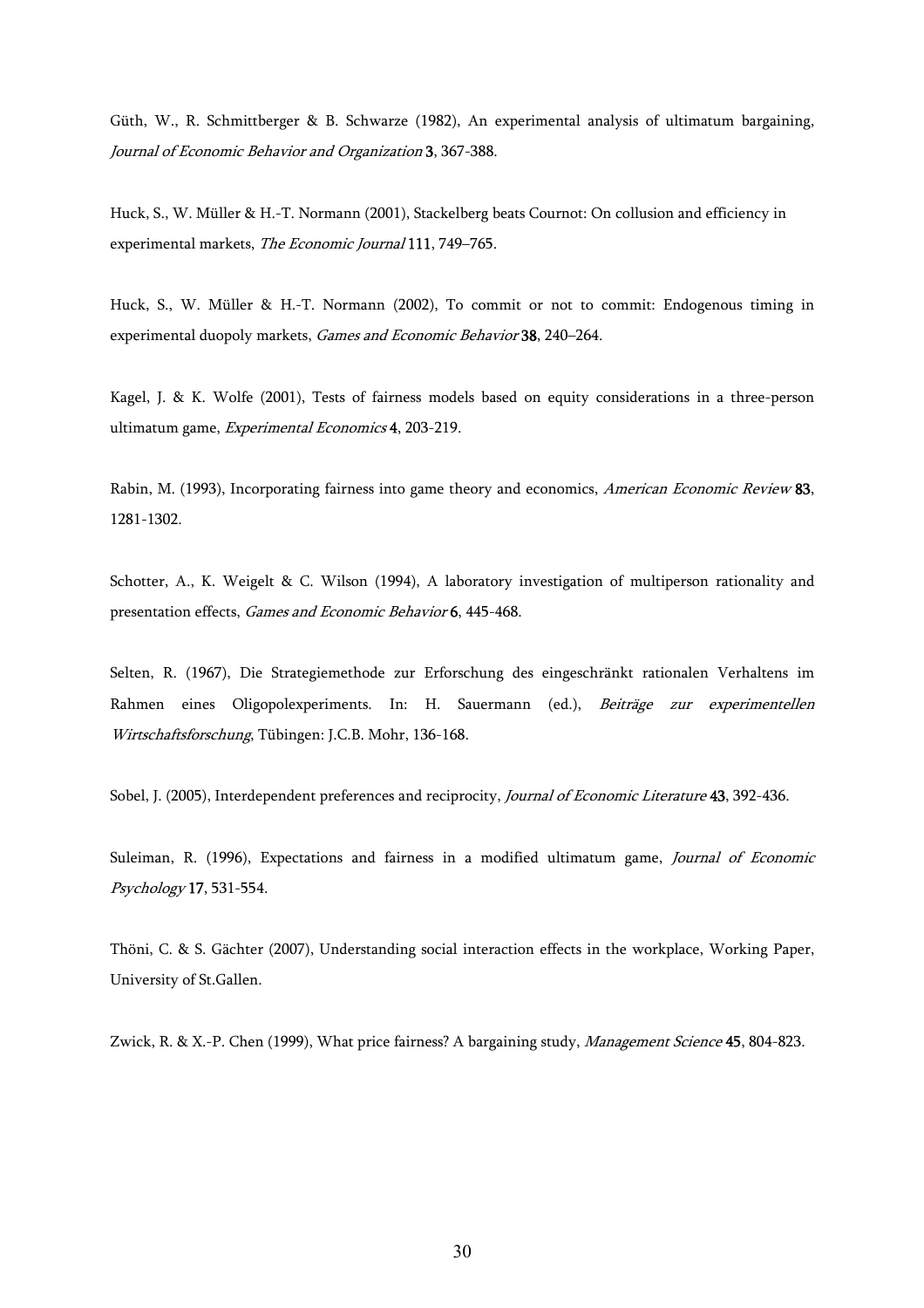Güth, W., R. Schmittberger & B. Schwarze (1982), An experimental analysis of ultimatum bargaining, *Journal of Economic Behavior and Organization* **3**, 367-388.

Huck, S., W. Müller & H.-T. Normann (2001), Stackelberg beats Cournot: On collusion and efficiency in experimental markets, *The Economic Journal* **111**, 749–765.

Huck, S., W. Müller & H.-T. Normann (2002), To commit or not to commit: Endogenous timing in experimental duopoly markets, *Games and Economic Behavior* **38**, 240–264.

Kagel, J. & K. Wolfe (2001), Tests of fairness models based on equity considerations in a three-person ultimatum game, *Experimental Economics* **4**, 203-219.

Rabin, M. (1993), Incorporating fairness into game theory and economics, *American Economic Review* **83**, 1281-1302.

Schotter, A., K. Weigelt & C. Wilson (1994), A laboratory investigation of multiperson rationality and presentation effects, *Games and Economic Behavior* **6**, 445-468.

Selten, R. (1967), Die Strategiemethode zur Erforschung des eingeschränkt rationalen Verhaltens im Rahmen eines Oligopolexperiments. In: H. Sauermann (ed.), *Beiträge zur experimentellen Wirtschaftsforschung*, Tübingen: J.C.B. Mohr, 136-168.

Sobel, J. (2005), Interdependent preferences and reciprocity, *Journal of Economic Literature* **43**, 392-436.

Suleiman, R. (1996), Expectations and fairness in a modified ultimatum game, *Journal of Economic Psychology* **17**, 531-554.

Thöni, C. & S. Gächter (2007), Understanding social interaction effects in the workplace, Working Paper, University of St.Gallen.

Zwick, R. & X.-P. Chen (1999), What price fairness? A bargaining study, *Management Science* **45**, 804-823.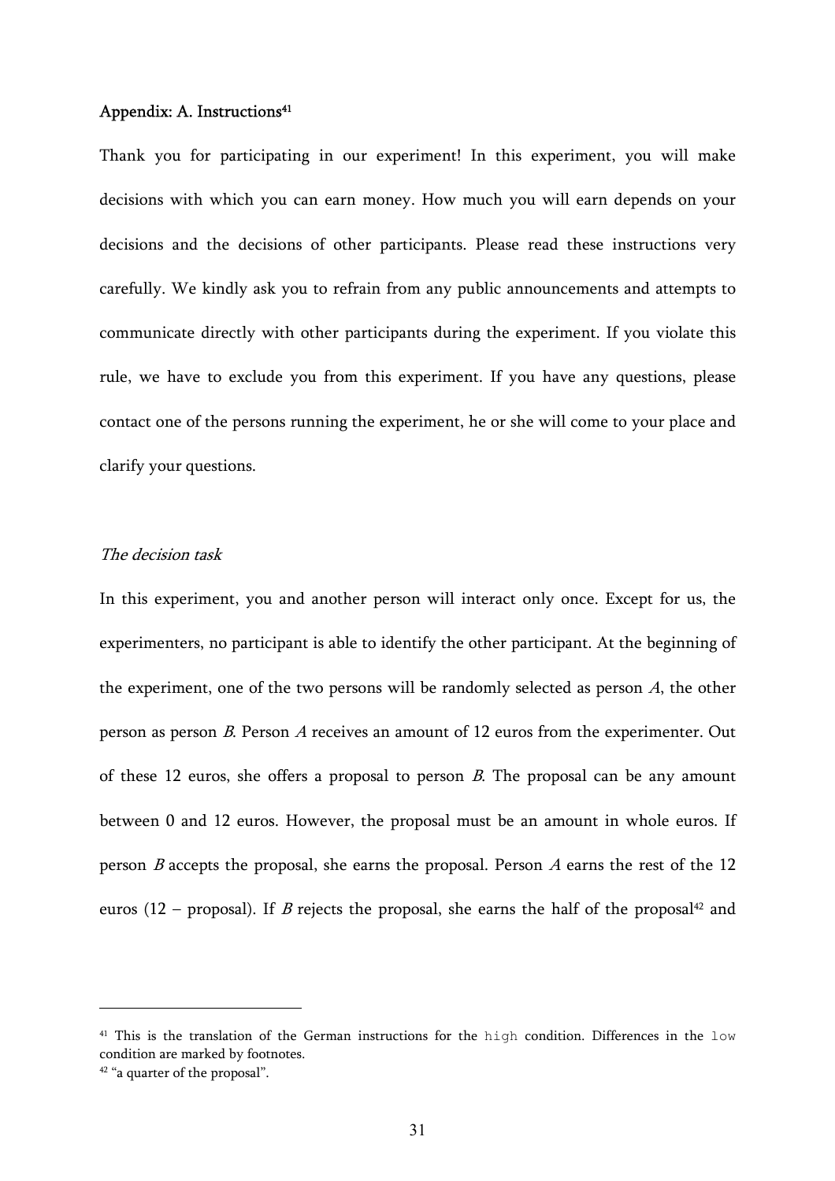## Appendix: A. Instructions[41]

Thank you for participating in our experiment! In this experiment, you will make decisions with which you can earn money. How much you will earn depends on your decisions and the decisions of other participants. Please read these instructions very carefully. We kindly ask you to refrain from any public announcements and attempts to communicate directly with other participants during the experiment. If you violate this rule, we have to exclude you from this experiment. If you have any questions, please contact one of the persons running the experiment, he or she will come to your place and clarify your questions.

*The decision task*

In this experiment, you and another person will interact only once. Except for us, the experimenters, no participant is able to identify the other participant. At the beginning of the experiment, one of the two persons will be randomly selected as person *A*, the other person as person *B*. Person *A* receives an amount of 12 euros from the experimenter. Out of these 12 euros, she offers a proposal to person *B*. The proposal can be any amount between 0 and 12 euros. However, the proposal must be an amount in whole euros. If person *B* accepts the proposal, she earns the proposal. Person *A* earns the rest of the 12 euros (12 – proposal). If *B* rejects the proposal, she earns the half of the proposal[42] and

---

[41] This is the translation of the German instructions for the `high` condition. Differences in the `low` condition are marked by footnotes.

[42] "a quarter of the proposal".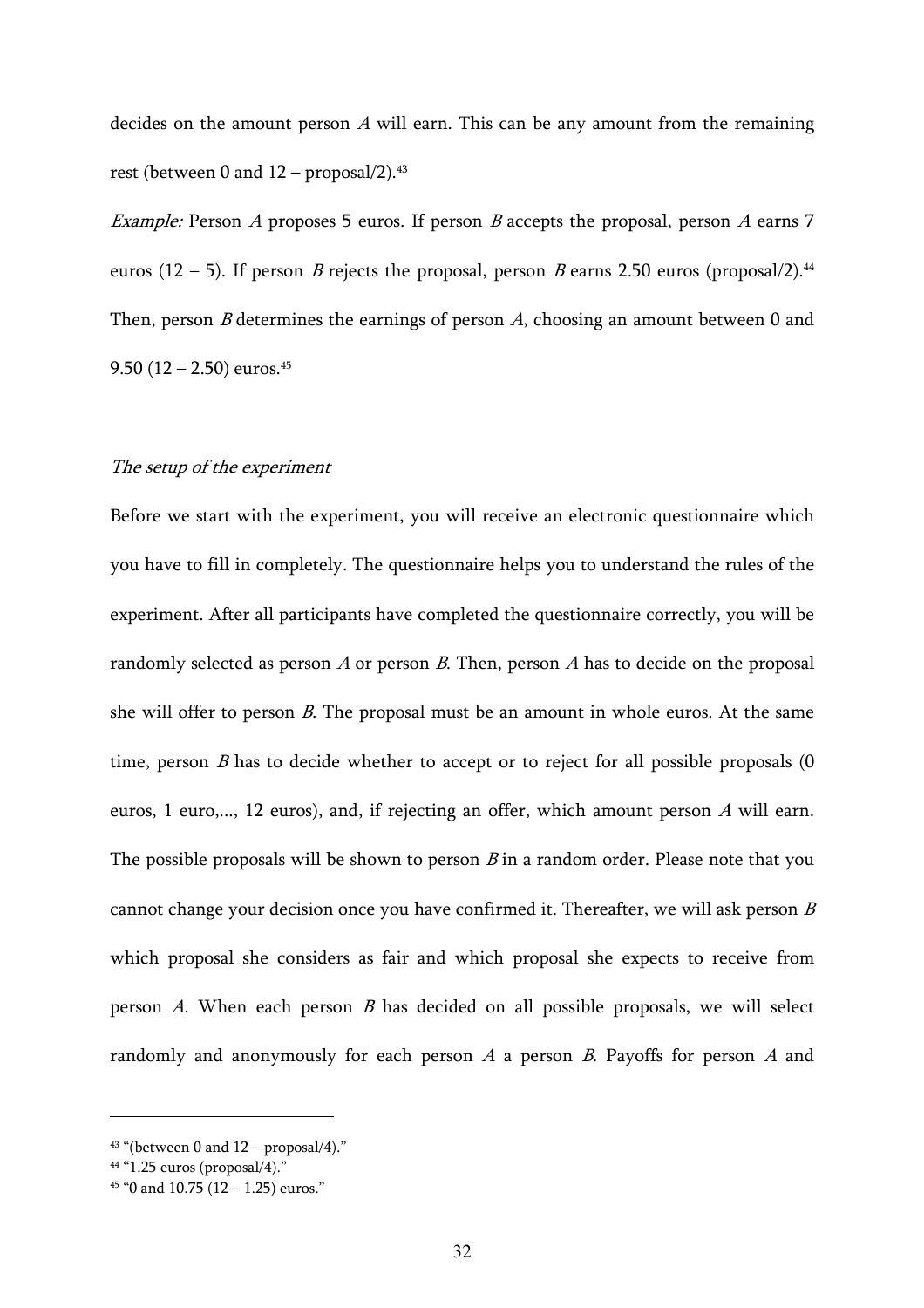decides on the amount person *A* will earn. This can be any amount from the remaining rest (between 0 and 12 – proposal/2).[43]

*Example:* Person *A* proposes 5 euros. If person *B* accepts the proposal, person *A* earns 7 euros (12 – 5). If person *B* rejects the proposal, person *B* earns 2.50 euros (proposal/2).[44] Then, person *B* determines the earnings of person *A*, choosing an amount between 0 and 9.50 (12 – 2.50) euros.[45]

*The setup of the experiment*

Before we start with the experiment, you will receive an electronic questionnaire which you have to fill in completely. The questionnaire helps you to understand the rules of the experiment. After all participants have completed the questionnaire correctly, you will be randomly selected as person *A* or person *B*. Then, person *A* has to decide on the proposal she will offer to person *B*. The proposal must be an amount in whole euros. At the same time, person *B* has to decide whether to accept or to reject for all possible proposals (0 euros, 1 euro,..., 12 euros), and, if rejecting an offer, which amount person *A* will earn. The possible proposals will be shown to person *B* in a random order. Please note that you cannot change your decision once you have confirmed it. Thereafter, we will ask person *B* which proposal she considers as fair and which proposal she expects to receive from person *A*. When each person *B* has decided on all possible proposals, we will select randomly and anonymously for each person *A* a person *B*. Payoffs for person *A* and

---

[43] "(between 0 and 12 – proposal/4)."

[44] "1.25 euros (proposal/4)."

[45] "0 and 10.75 (12 – 1.25) euros."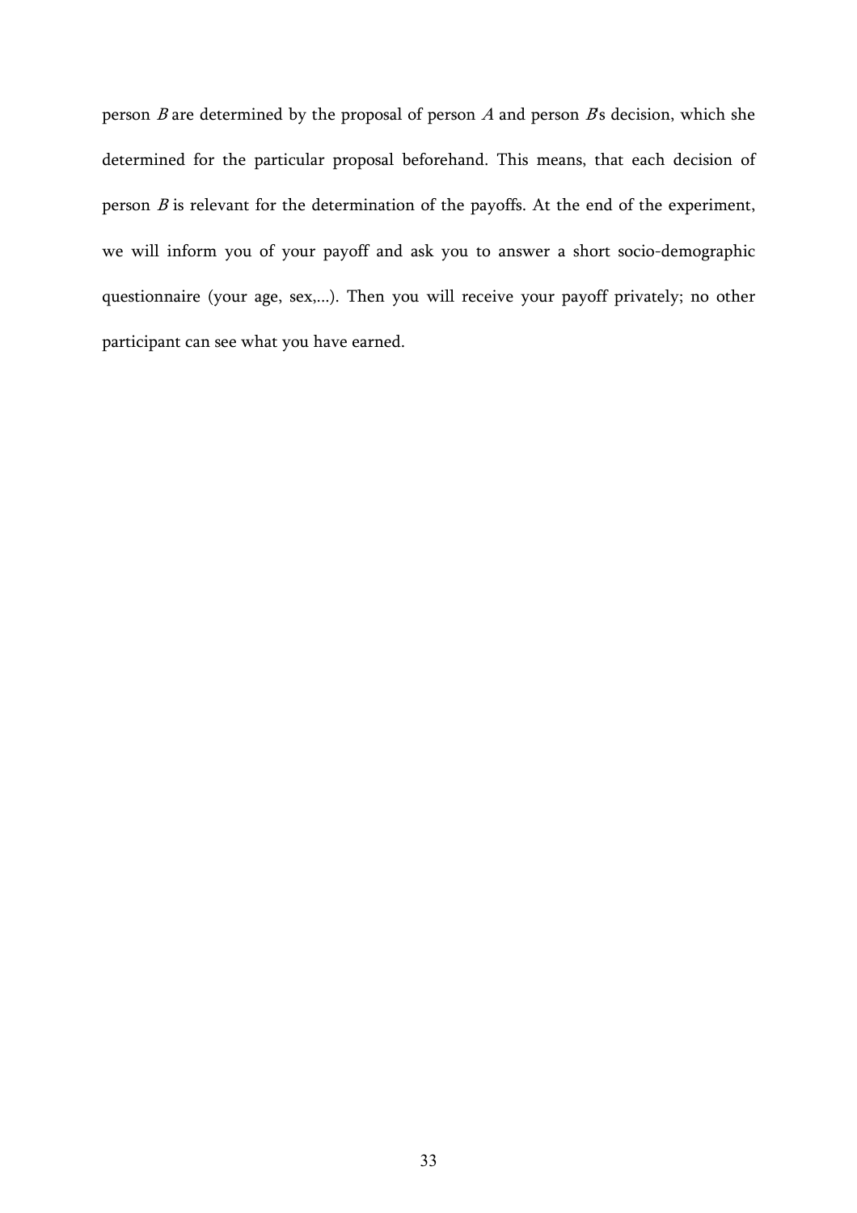person $B$ are determined by the proposal of person $A$ and person $B$'s decision, which she determined for the particular proposal beforehand. This means, that each decision of person $B$ is relevant for the determination of the payoffs. At the end of the experiment, we will inform you of your payoff and ask you to answer a short socio-demographic questionnaire (your age, sex,...). Then you will receive your payoff privately; no other participant can see what you have earned.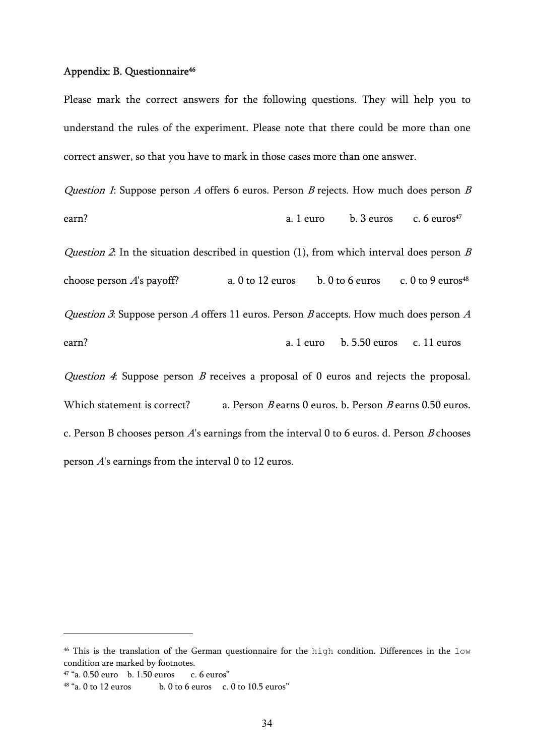## Appendix: B. Questionnaire[46]

Please mark the correct answers for the following questions. They will help you to understand the rules of the experiment. Please note that there could be more than one correct answer, so that you have to mark in those cases more than one answer.

*Question 1*: Suppose person *A* offers 6 euros. Person *B* rejects. How much does person *B* earn? a. 1 euro b. 3 euros c. 6 euros[47]

*Question 2*: In the situation described in question (1), from which interval does person *B* choose person *A*'s payoff? a. 0 to 12 euros b. 0 to 6 euros c. 0 to 9 euros[48]

*Question 3*: Suppose person *A* offers 11 euros. Person *B* accepts. How much does person *A* earn? a. 1 euro b. 5.50 euros c. 11 euros

*Question 4*: Suppose person *B* receives a proposal of 0 euros and rejects the proposal. Which statement is correct? a. Person *B* earns 0 euros. b. Person *B* earns 0.50 euros. c. Person B chooses person *A*'s earnings from the interval 0 to 6 euros. d. Person *B* chooses person *A*'s earnings from the interval 0 to 12 euros.

---

[46] This is the translation of the German questionnaire for the `high` condition. Differences in the `low` condition are marked by footnotes.

[47] "a. 0.50 euro b. 1.50 euros c. 6 euros"

[48] "a. 0 to 12 euros b. 0 to 6 euros c. 0 to 10.5 euros"